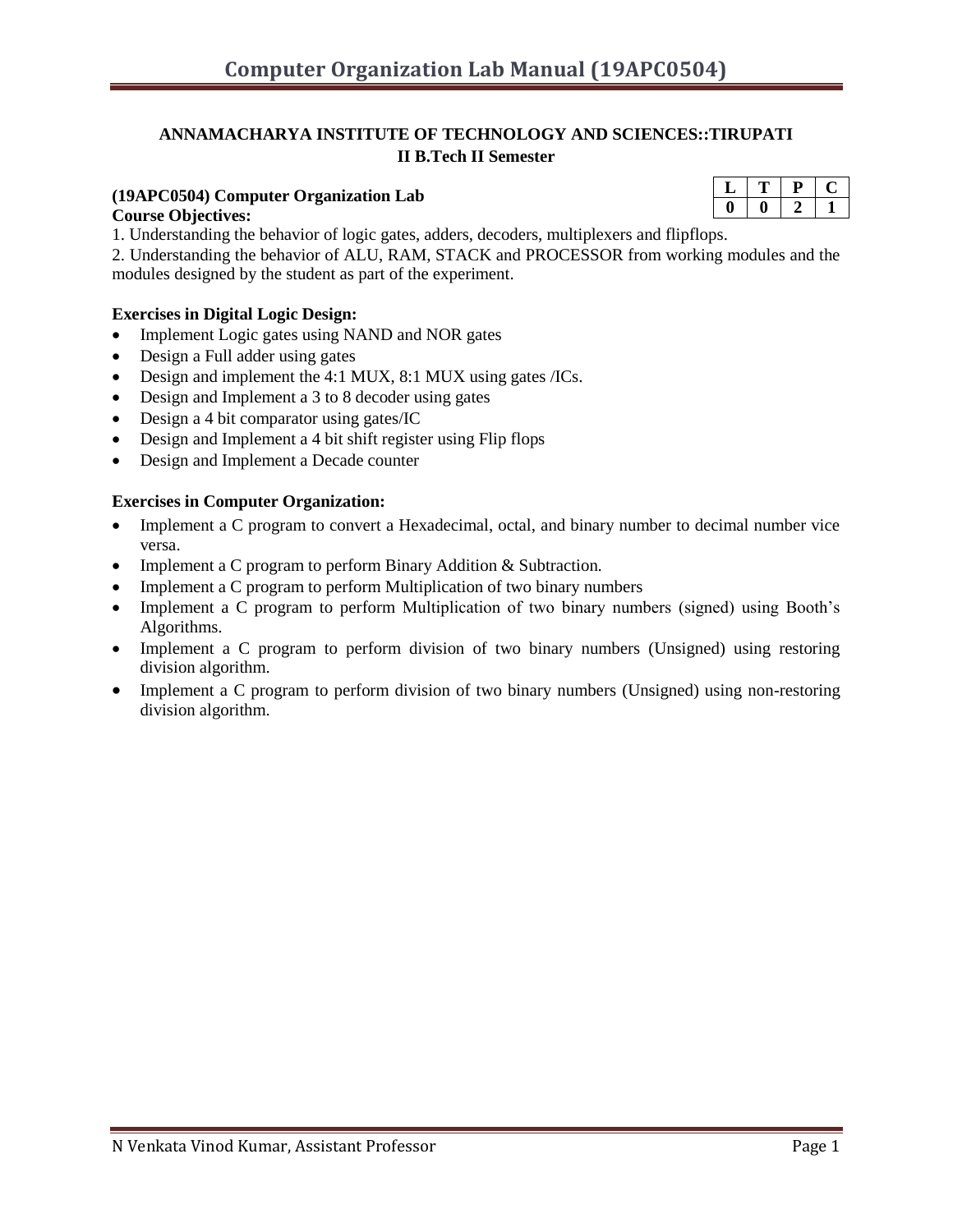**ANNAMACHARYA INSTITUTE OF TECHNOLOGY AND SCIENCES::TIRUPATI**
**II B.Tech II Semester**

**(19APC0504) Computer Organization Lab**

| L | T | P | C |
|---|---|---|---|
| 0 | 0 | 2 | 1 |

**Course Objectives:**

1. Understanding the behavior of logic gates, adders, decoders, multiplexers and flipflops.
2. Understanding the behavior of ALU, RAM, STACK and PROCESSOR from working modules and the modules designed by the student as part of the experiment.

**Exercises in Digital Logic Design:**

- Implement Logic gates using NAND and NOR gates
- Design a Full adder using gates
- Design and implement the 4:1 MUX, 8:1 MUX using gates /ICs.
- Design and Implement a 3 to 8 decoder using gates
- Design a 4 bit comparator using gates/IC
- Design and Implement a 4 bit shift register using Flip flops
- Design and Implement a Decade counter

**Exercises in Computer Organization:**

- Implement a C program to convert a Hexadecimal, octal, and binary number to decimal number vice versa.
- Implement a C program to perform Binary Addition & Subtraction.
- Implement a C program to perform Multiplication of two binary numbers
- Implement a C program to perform Multiplication of two binary numbers (signed) using Booth's Algorithms.
- Implement a C program to perform division of two binary numbers (Unsigned) using restoring division algorithm.
- Implement a C program to perform division of two binary numbers (Unsigned) using non-restoring division algorithm.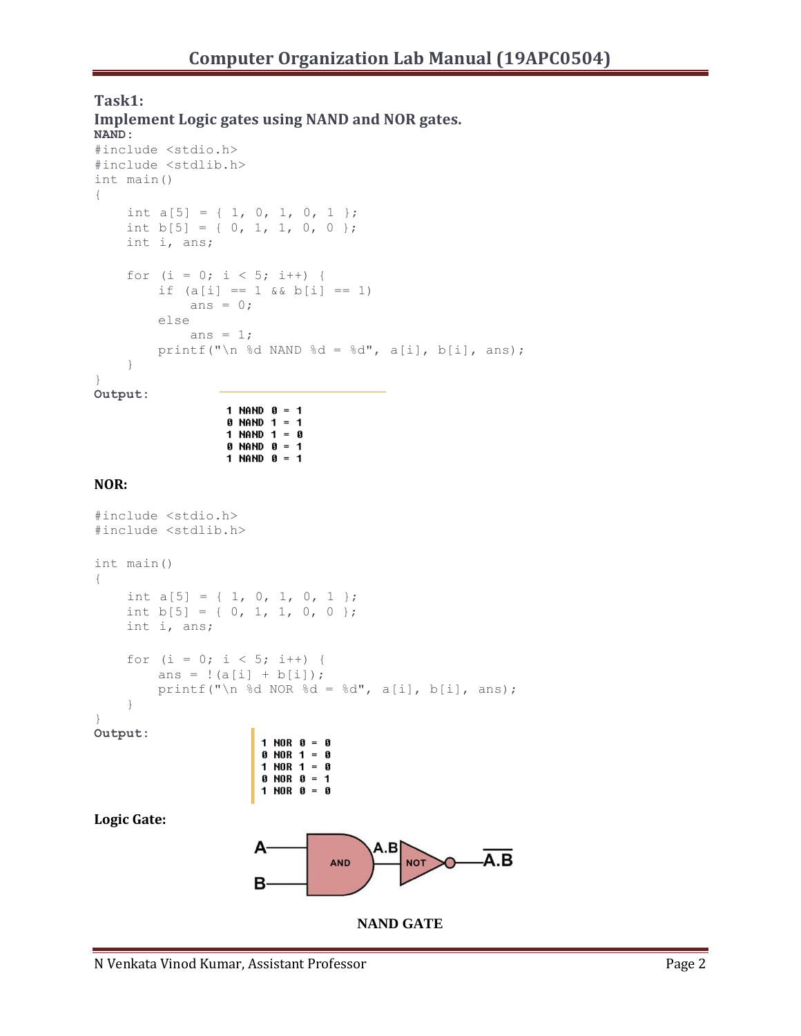## Task1:

## Implement Logic gates using NAND and NOR gates.

**NAND:**

```
#include <stdio.h>
#include <stdlib.h>
int main()
{
    int a[5] = { 1, 0, 1, 0, 1 };
    int b[5] = { 0, 1, 1, 0, 0 };
    int i, ans;

    for (i = 0; i < 5; i++) {
        if (a[i] == 1 && b[i] == 1)
            ans = 0;
        else
            ans = 1;
        printf("\n %d NAND %d = %d", a[i], b[i], ans);
    }
}
```

**Output:**

```
1 NAND 0 = 1
0 NAND 1 = 1
1 NAND 1 = 0
0 NAND 0 = 1
1 NAND 0 = 1
```

**NOR:**

```
#include <stdio.h>
#include <stdlib.h>

int main()
{
    int a[5] = { 1, 0, 1, 0, 1 };
    int b[5] = { 0, 1, 1, 0, 0 };
    int i, ans;

    for (i = 0; i < 5; i++) {
        ans = !(a[i] + b[i]);
        printf("\n %d NOR %d = %d", a[i], b[i], ans);
    }
}
```

**Output:**

```
1 NOR 0 = 0
0 NOR 1 = 0
1 NOR 1 = 0
0 NOR 0 = 1
1 NOR 0 = 0
```

**Logic Gate:**

A, B → AND → $A.B$ → NOT → $\overline{A.B}$

**NAND GATE**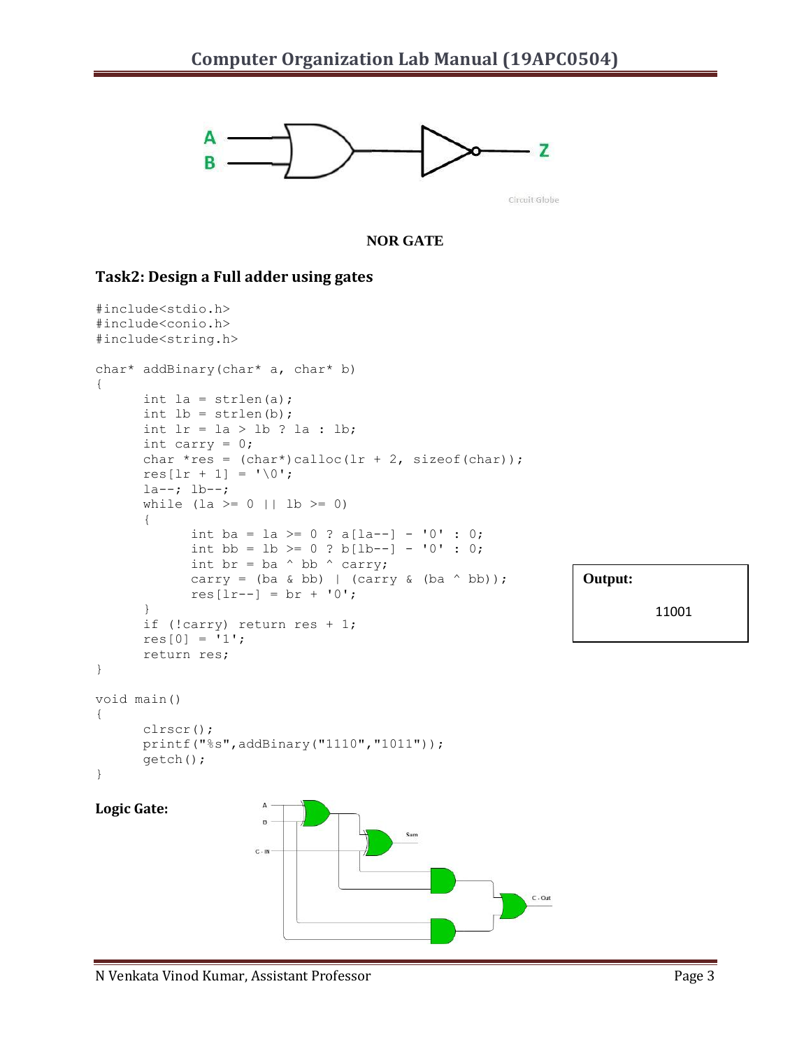NOR GATE

### Task2: Design a Full adder using gates

```
#include<stdio.h>
#include<conio.h>
#include<string.h>

char* addBinary(char* a, char* b)
{
      int la = strlen(a);
      int lb = strlen(b);
      int lr = la > lb ? la : lb;
      int carry = 0;
      char *res = (char*)calloc(lr + 2, sizeof(char));
      res[lr + 1] = '\0';
      la--; lb--;
      while (la >= 0 || lb >= 0)
      {
            int ba = la >= 0 ? a[la--] - '0' : 0;
            int bb = lb >= 0 ? b[lb--] - '0' : 0;
            int br = ba ^ bb ^ carry;
            carry = (ba & bb) | (carry & (ba ^ bb));
            res[lr--] = br + '0';
      }
      if (!carry) return res + 1;
      res[0] = '1';
      return res;
}

void main()
{
      clrscr();
      printf("%s",addBinary("1110","1011"));
      getch();
}
```

**Output:**

11001

**Logic Gate:**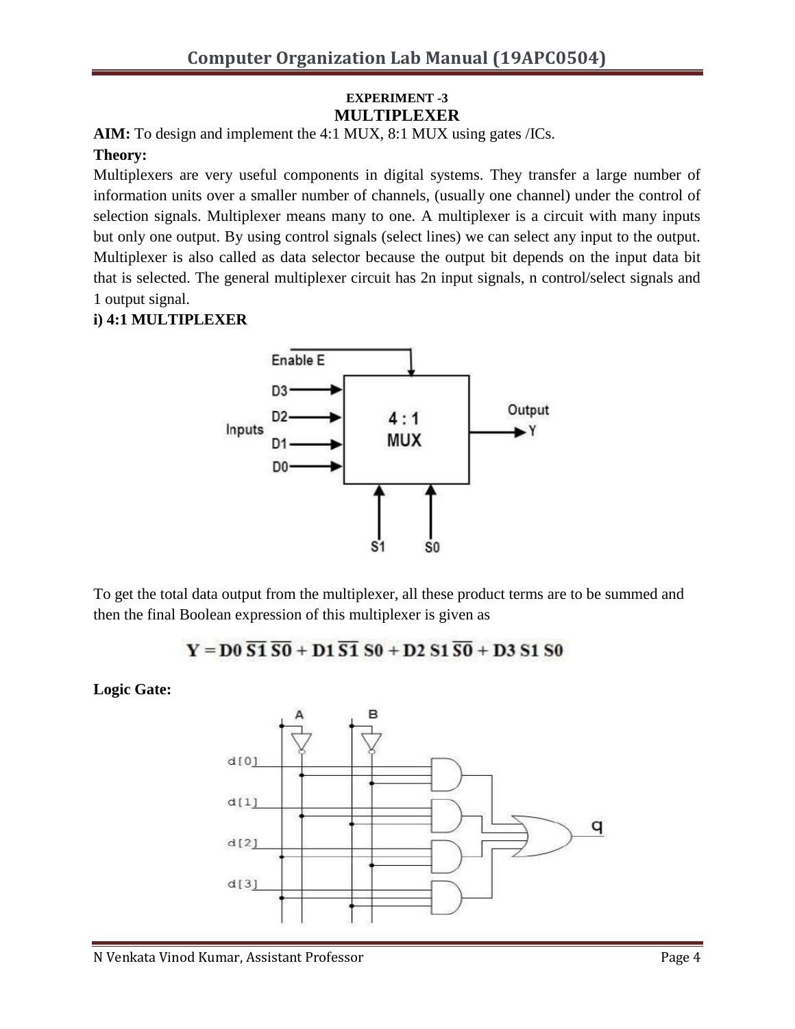**EXPERIMENT -3**

## MULTIPLEXER

**AIM:** To design and implement the 4:1 MUX, 8:1 MUX using gates /ICs.

**Theory:**

Multiplexers are very useful components in digital systems. They transfer a large number of information units over a smaller number of channels, (usually one channel) under the control of selection signals. Multiplexer means many to one. A multiplexer is a circuit with many inputs but only one output. By using control signals (select lines) we can select any input to the output. Multiplexer is also called as data selector because the output bit depends on the input data bit that is selected. The general multiplexer circuit has 2n input signals, n control/select signals and 1 output signal.

**i) 4:1 MULTIPLEXER**

To get the total data output from the multiplexer, all these product terms are to be summed and then the final Boolean expression of this multiplexer is given as

$$Y = D0\,\overline{S1}\,\overline{S0} + D1\,\overline{S1}\,S0 + D2\,S1\,\overline{S0} + D3\,S1\,S0$$

**Logic Gate:**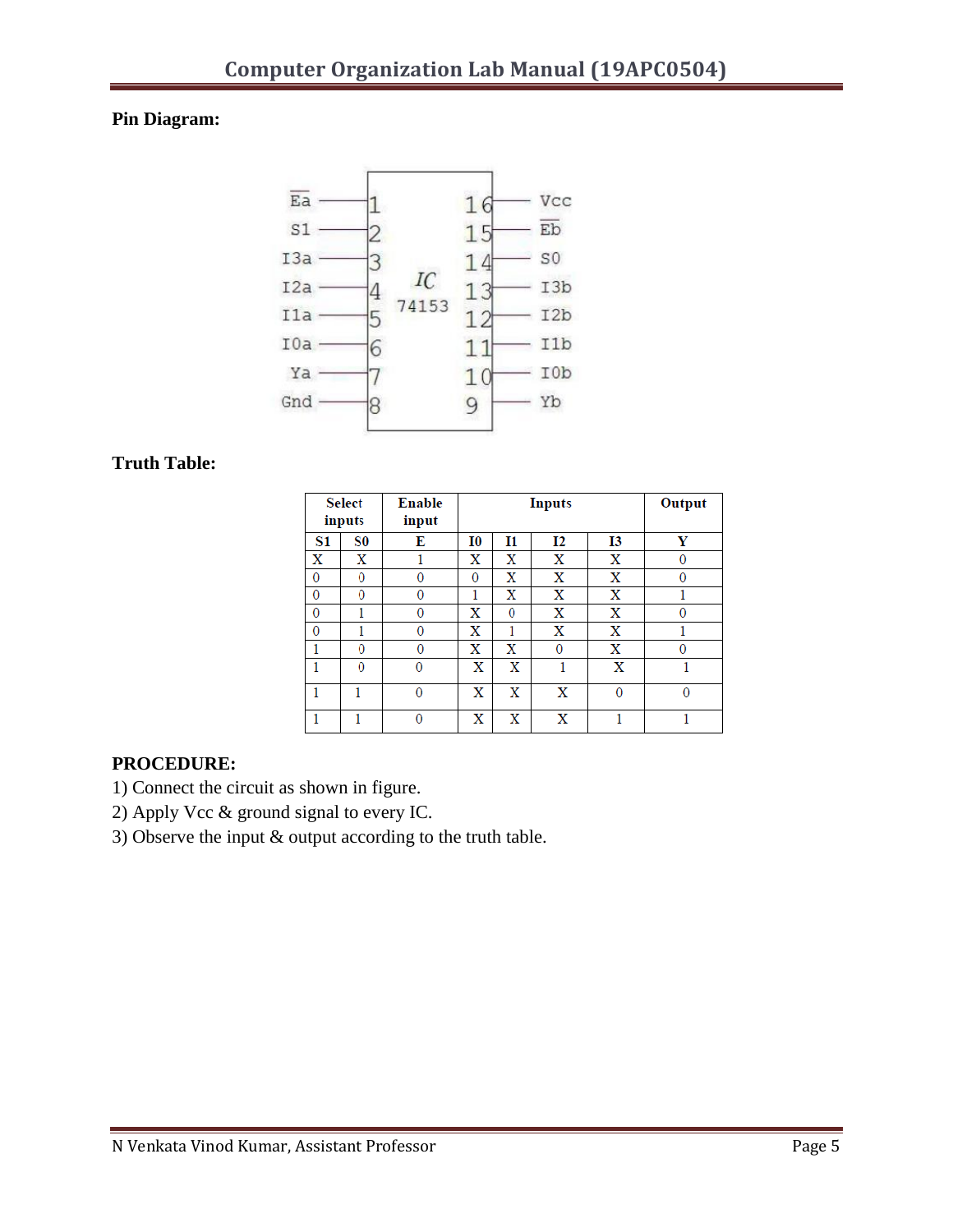**Pin Diagram:**

**Truth Table:**

| Select inputs | | Enable input | Inputs | | | | Output |
|---|---|---|---|---|---|---|---|
| S1 | S0 | E | I0 | I1 | I2 | I3 | Y |
| X | X | 1 | X | X | X | X | 0 |
| 0 | 0 | 0 | 0 | X | X | X | 0 |
| 0 | 0 | 0 | 1 | X | X | X | 1 |
| 0 | 1 | 0 | X | 0 | X | X | 0 |
| 0 | 1 | 0 | X | 1 | X | X | 1 |
| 1 | 0 | 0 | X | X | 0 | X | 0 |
| 1 | 0 | 0 | X | X | 1 | X | 1 |
| 1 | 1 | 0 | X | X | X | 0 | 0 |
| 1 | 1 | 0 | X | X | X | 1 | 1 |

**PROCEDURE:**

1) Connect the circuit as shown in figure.
2) Apply Vcc & ground signal to every IC.
3) Observe the input & output according to the truth table.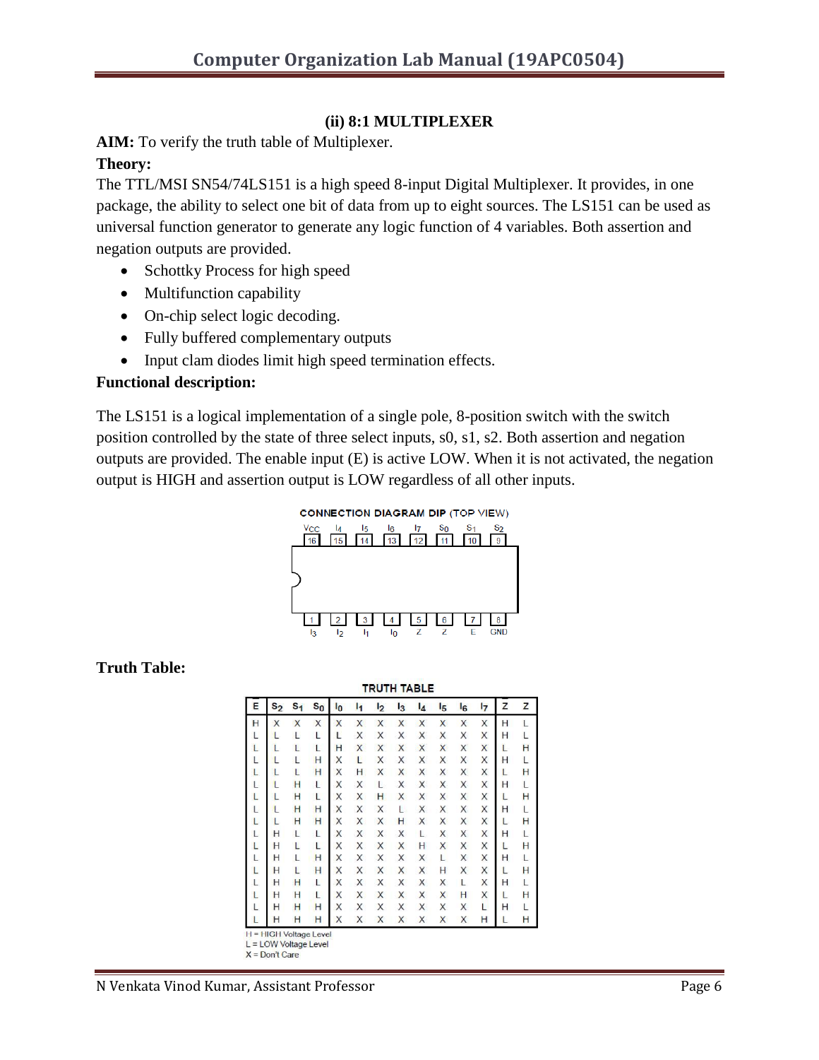## (ii) 8:1 MULTIPLEXER

**AIM:** To verify the truth table of Multiplexer.

**Theory:**

The TTL/MSI SN54/74LS151 is a high speed 8-input Digital Multiplexer. It provides, in one package, the ability to select one bit of data from up to eight sources. The LS151 can be used as universal function generator to generate any logic function of 4 variables. Both assertion and negation outputs are provided.

- Schottky Process for high speed
- Multifunction capability
- On-chip select logic decoding.
- Fully buffered complementary outputs
- Input clam diodes limit high speed termination effects.

**Functional description:**

The LS151 is a logical implementation of a single pole, 8-position switch with the switch position controlled by the state of three select inputs, s0, s1, s2. Both assertion and negation outputs are provided. The enable input (E) is active LOW. When it is not activated, the negation output is HIGH and assertion output is LOW regardless of all other inputs.

CONNECTION DIAGRAM DIP (TOP VIEW)

| Pin | 16 | 15 | 14 | 13 | 12 | 11 | 10 | 9 |
|---|---|---|---|---|---|---|---|---|
| Signal | VCC | $I_4$ | $I_5$ | $I_6$ | $I_7$ | $S_0$ | $S_1$ | $S_2$ |

| Pin | 1 | 2 | 3 | 4 | 5 | 6 | 7 | 8 |
|---|---|---|---|---|---|---|---|---|
| Signal | $I_3$ | $I_2$ | $I_1$ | $I_0$ | Z | $\overline{Z}$ | $\overline{E}$ | GND |

**Truth Table:**

TRUTH TABLE

| $\overline{E}$ | $S_2$ | $S_1$ | $S_0$ | $I_0$ | $I_1$ | $I_2$ | $I_3$ | $I_4$ | $I_5$ | $I_6$ | $I_7$ | $\overline{Z}$ | Z |
|---|---|---|---|---|---|---|---|---|---|---|---|---|---|
| H | X | X | X | X | X | X | X | X | X | X | X | H | L |
| L | L | L | L | L | X | X | X | X | X | X | X | H | L |
| L | L | L | L | H | X | X | X | X | X | X | X | L | H |
| L | L | L | H | X | L | X | X | X | X | X | X | H | L |
| L | L | L | H | X | H | X | X | X | X | X | X | L | H |
| L | L | H | L | X | X | L | X | X | X | X | X | H | L |
| L | L | H | L | X | X | H | X | X | X | X | X | L | H |
| L | L | H | H | X | X | X | L | X | X | X | X | H | L |
| L | L | H | H | X | X | X | H | X | X | X | X | L | H |
| L | H | L | L | X | X | X | X | L | X | X | X | H | L |
| L | H | L | L | X | X | X | X | H | X | X | X | L | H |
| L | H | L | H | X | X | X | X | X | L | X | X | H | L |
| L | H | L | H | X | X | X | X | X | H | X | X | L | H |
| L | H | H | L | X | X | X | X | X | X | L | X | H | L |
| L | H | H | L | X | X | X | X | X | X | H | X | L | H |
| L | H | H | H | X | X | X | X | X | X | X | L | H | L |
| L | H | H | H | X | X | X | X | X | X | X | H | L | H |

H = HIGH Voltage Level
L = LOW Voltage Level
X = Don't Care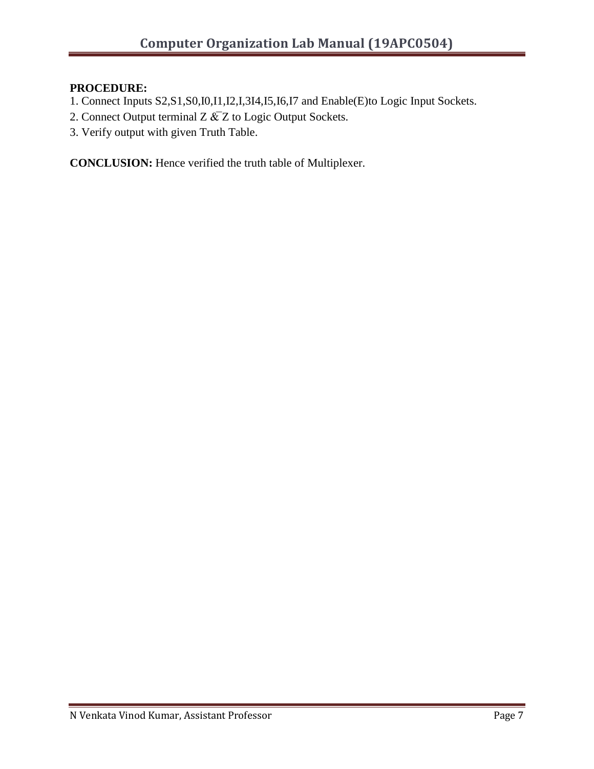**PROCEDURE:**

1. Connect Inputs S2,S1,S0,I0,I1,I2,I,3I4,I5,I6,I7 and Enable(E)to Logic Input Sockets.
2. Connect Output terminal Z & $\overline{Z}$ to Logic Output Sockets.
3. Verify output with given Truth Table.

**CONCLUSION:** Hence verified the truth table of Multiplexer.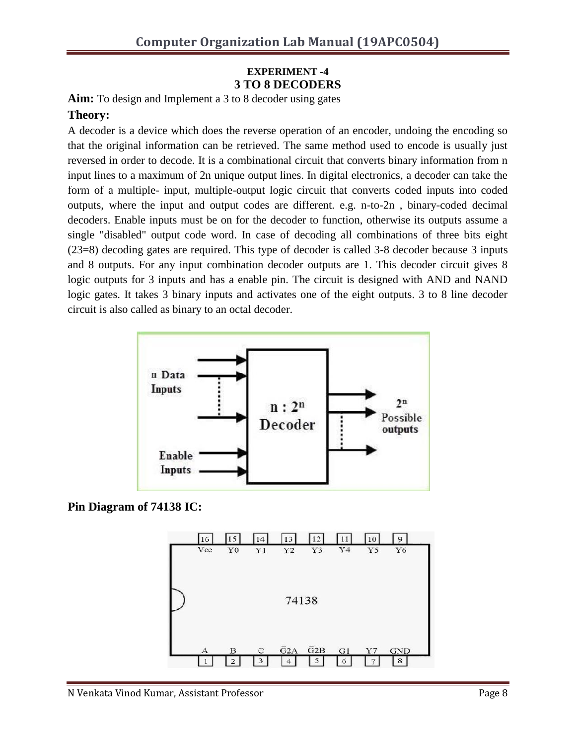## EXPERIMENT -4

## 3 TO 8 DECODERS

**Aim:** To design and Implement a 3 to 8 decoder using gates

**Theory:**

A decoder is a device which does the reverse operation of an encoder, undoing the encoding so that the original information can be retrieved. The same method used to encode is usually just reversed in order to decode. It is a combinational circuit that converts binary information from n input lines to a maximum of 2n unique output lines. In digital electronics, a decoder can take the form of a multiple- input, multiple-output logic circuit that converts coded inputs into coded outputs, where the input and output codes are different. e.g. n-to-2n , binary-coded decimal decoders. Enable inputs must be on for the decoder to function, otherwise its outputs assume a single "disabled" output code word. In case of decoding all combinations of three bits eight (23=8) decoding gates are required. This type of decoder is called 3-8 decoder because 3 inputs and 8 outputs. For any input combination decoder outputs are 1. This decoder circuit gives 8 logic outputs for 3 inputs and has a enable pin. The circuit is designed with AND and NAND logic gates. It takes 3 binary inputs and activates one of the eight outputs. 3 to 8 line decoder circuit is also called as binary to an octal decoder.

**Pin Diagram of 74138 IC:**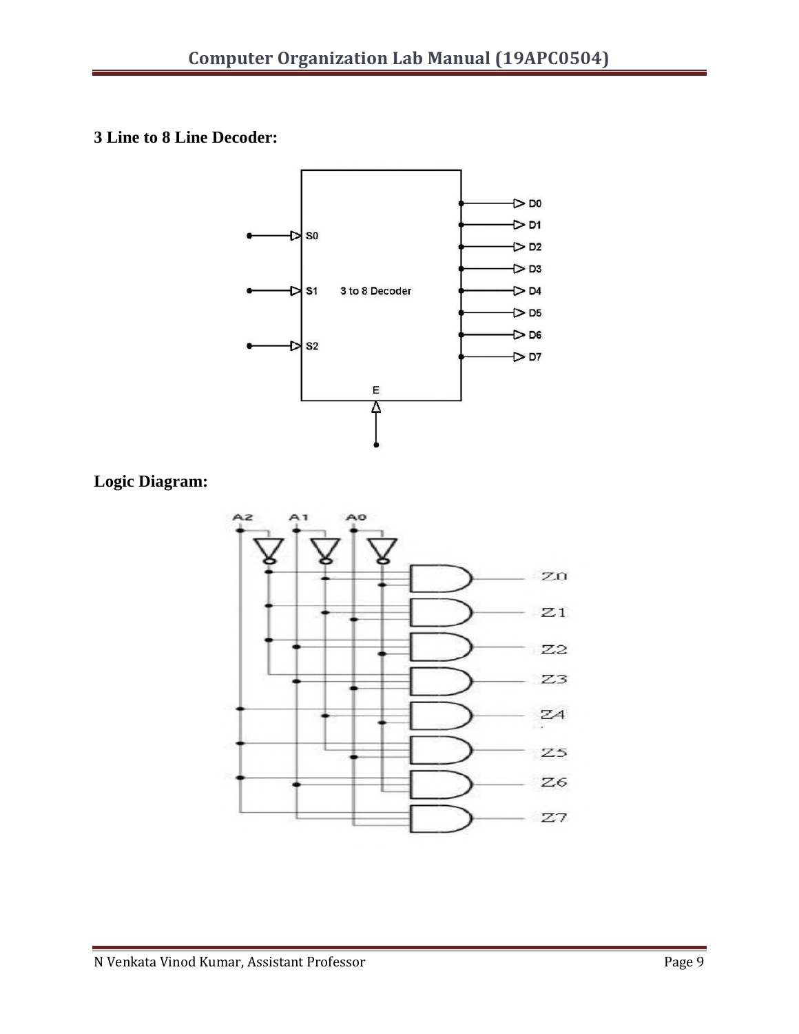**3 Line to 8 Line Decoder:**

**Logic Diagram:**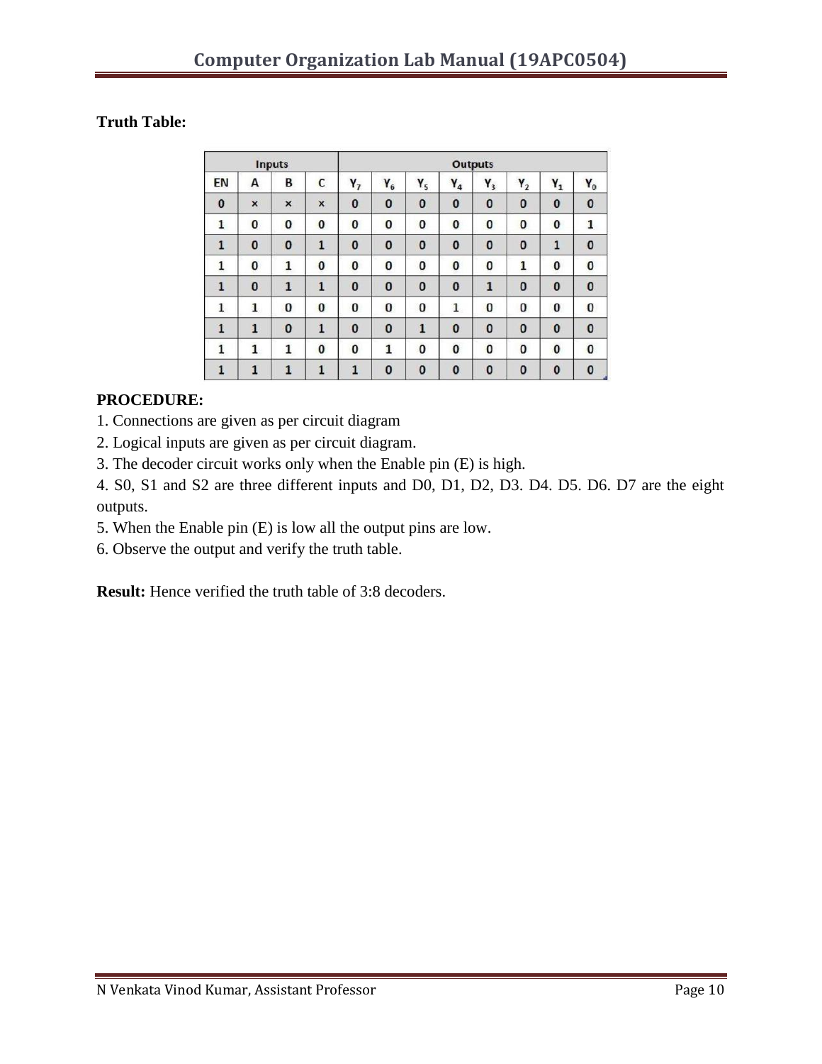**Truth Table:**

| Inputs | | | | Outputs | | | | | | | |
|---|---|---|---|---|---|---|---|---|---|---|---|
| EN | A | B | C | $Y_7$ | $Y_6$ | $Y_5$ | $Y_4$ | $Y_3$ | $Y_2$ | $Y_1$ | $Y_0$ |
| 0 | × | × | × | 0 | 0 | 0 | 0 | 0 | 0 | 0 | 0 |
| 1 | 0 | 0 | 0 | 0 | 0 | 0 | 0 | 0 | 0 | 0 | 1 |
| 1 | 0 | 0 | 1 | 0 | 0 | 0 | 0 | 0 | 0 | 1 | 0 |
| 1 | 0 | 1 | 0 | 0 | 0 | 0 | 0 | 0 | 1 | 0 | 0 |
| 1 | 0 | 1 | 1 | 0 | 0 | 0 | 0 | 1 | 0 | 0 | 0 |
| 1 | 1 | 0 | 0 | 0 | 0 | 0 | 1 | 0 | 0 | 0 | 0 |
| 1 | 1 | 0 | 1 | 0 | 0 | 1 | 0 | 0 | 0 | 0 | 0 |
| 1 | 1 | 1 | 0 | 0 | 1 | 0 | 0 | 0 | 0 | 0 | 0 |
| 1 | 1 | 1 | 1 | 1 | 0 | 0 | 0 | 0 | 0 | 0 | 0 |

**PROCEDURE:**

1. Connections are given as per circuit diagram
2. Logical inputs are given as per circuit diagram.
3. The decoder circuit works only when the Enable pin (E) is high.
4. S0, S1 and S2 are three different inputs and D0, D1, D2, D3. D4. D5. D6. D7 are the eight outputs.
5. When the Enable pin (E) is low all the output pins are low.
6. Observe the output and verify the truth table.

**Result:** Hence verified the truth table of 3:8 decoders.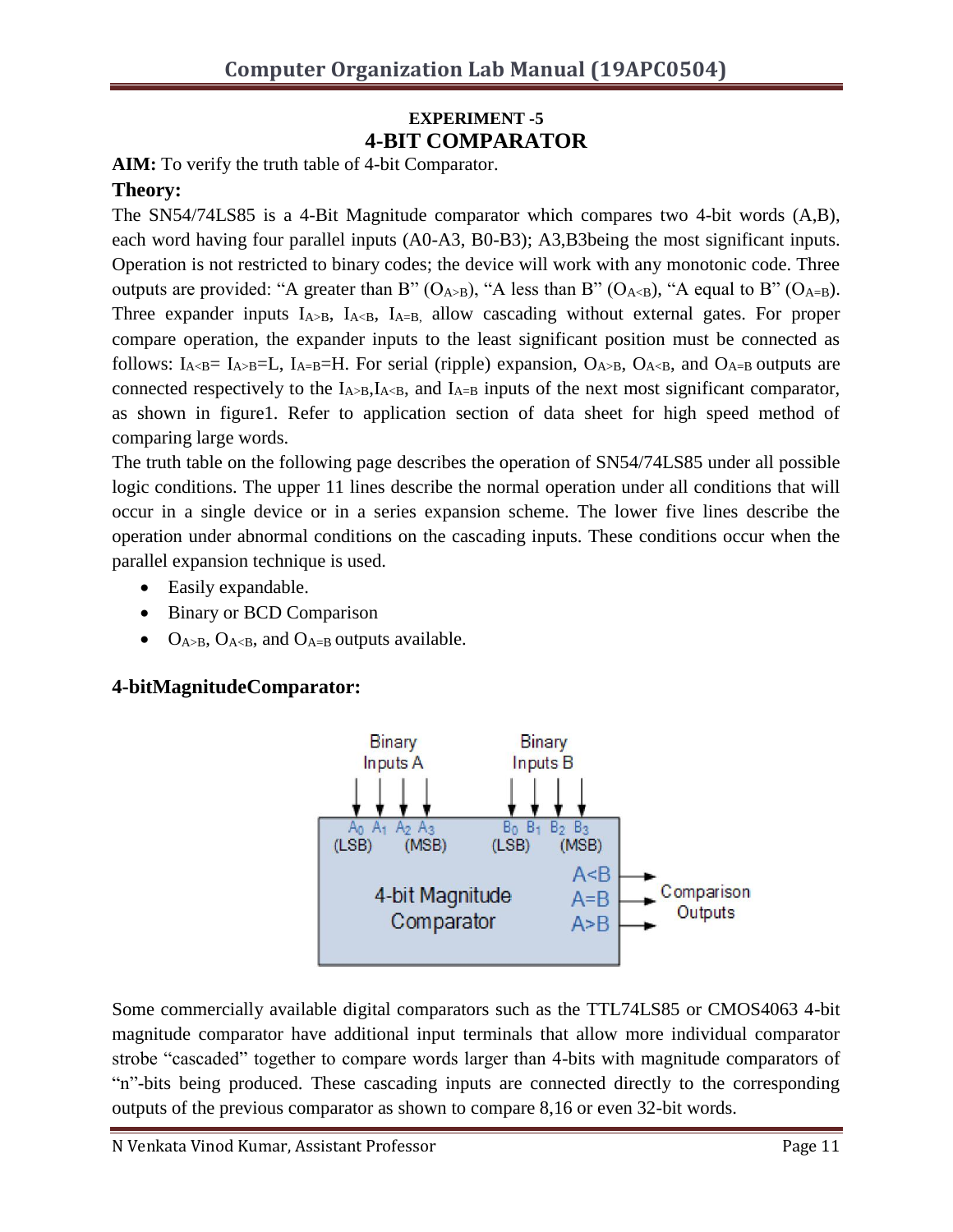# EXPERIMENT -5

## 4-BIT COMPARATOR

**AIM:** To verify the truth table of 4-bit Comparator.

**Theory:**

The SN54/74LS85 is a 4-Bit Magnitude comparator which compares two 4-bit words (A,B), each word having four parallel inputs (A0-A3, B0-B3); A3,B3being the most significant inputs. Operation is not restricted to binary codes; the device will work with any monotonic code. Three outputs are provided: "A greater than B" ($O_{A>B}$), "A less than B" ($O_{A<B}$), "A equal to B" ($O_{A=B}$). Three expander inputs $I_{A>B}$, $I_{A<B}$, $I_{A=B}$, allow cascading without external gates. For proper compare operation, the expander inputs to the least significant position must be connected as follows: $I_{A<B}$= $I_{A>B}$=L, $I_{A=B}$=H. For serial (ripple) expansion, $O_{A>B}$, $O_{A<B}$, and $O_{A=B}$ outputs are connected respectively to the $I_{A>B}$,$I_{A<B}$, and $I_{A=B}$ inputs of the next most significant comparator, as shown in figure1. Refer to application section of data sheet for high speed method of comparing large words.

The truth table on the following page describes the operation of SN54/74LS85 under all possible logic conditions. The upper 11 lines describe the normal operation under all conditions that will occur in a single device or in a series expansion scheme. The lower five lines describe the operation under abnormal conditions on the cascading inputs. These conditions occur when the parallel expansion technique is used.

- Easily expandable.
- Binary or BCD Comparison
- $O_{A>B}$, $O_{A<B}$, and $O_{A=B}$ outputs available.

**4-bitMagnitudeComparator:**

Binary Inputs A: $A_0$ (LSB), $A_1$, $A_2$, $A_3$ (MSB)
Binary Inputs B: $B_0$ (LSB), $B_1$, $B_2$, $B_3$ (MSB)
4-bit Magnitude Comparator
Comparison Outputs: A<B, A=B, A>B

Some commercially available digital comparators such as the TTL74LS85 or CMOS4063 4-bit magnitude comparator have additional input terminals that allow more individual comparator strobe "cascaded" together to compare words larger than 4-bits with magnitude comparators of "n"-bits being produced. These cascading inputs are connected directly to the corresponding outputs of the previous comparator as shown to compare 8,16 or even 32-bit words.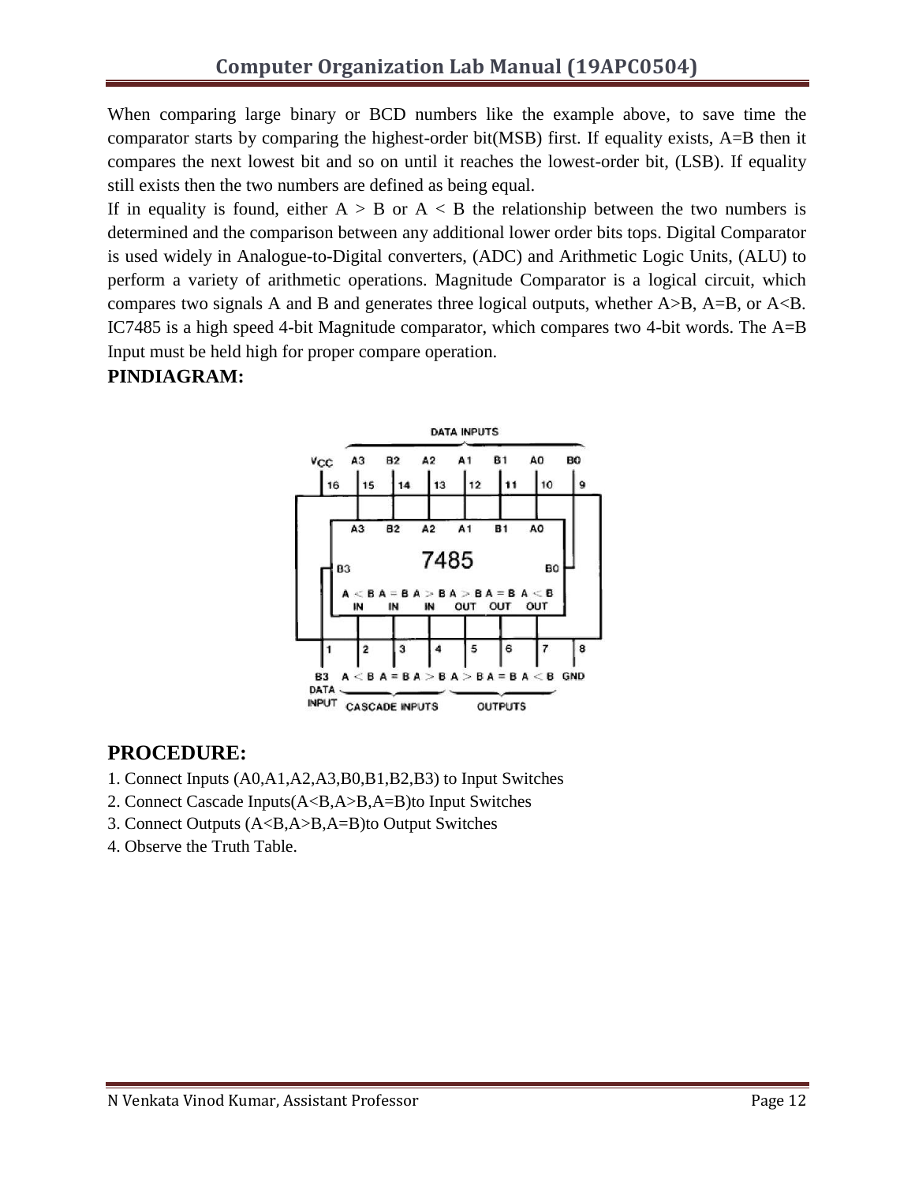When comparing large binary or BCD numbers like the example above, to save time the comparator starts by comparing the highest-order bit(MSB) first. If equality exists, A=B then it compares the next lowest bit and so on until it reaches the lowest-order bit, (LSB). If equality still exists then the two numbers are defined as being equal.

If in equality is found, either A > B or A < B the relationship between the two numbers is determined and the comparison between any additional lower order bits tops. Digital Comparator is used widely in Analogue-to-Digital converters, (ADC) and Arithmetic Logic Units, (ALU) to perform a variety of arithmetic operations. Magnitude Comparator is a logical circuit, which compares two signals A and B and generates three logical outputs, whether A>B, A=B, or A<B. IC7485 is a high speed 4-bit Magnitude comparator, which compares two 4-bit words. The A=B Input must be held high for proper compare operation.

**PINDIAGRAM:**

## PROCEDURE:

1. Connect Inputs (A0,A1,A2,A3,B0,B1,B2,B3) to Input Switches
2. Connect Cascade Inputs(A<B,A>B,A=B)to Input Switches
3. Connect Outputs (A<B,A>B,A=B)to Output Switches
4. Observe the Truth Table.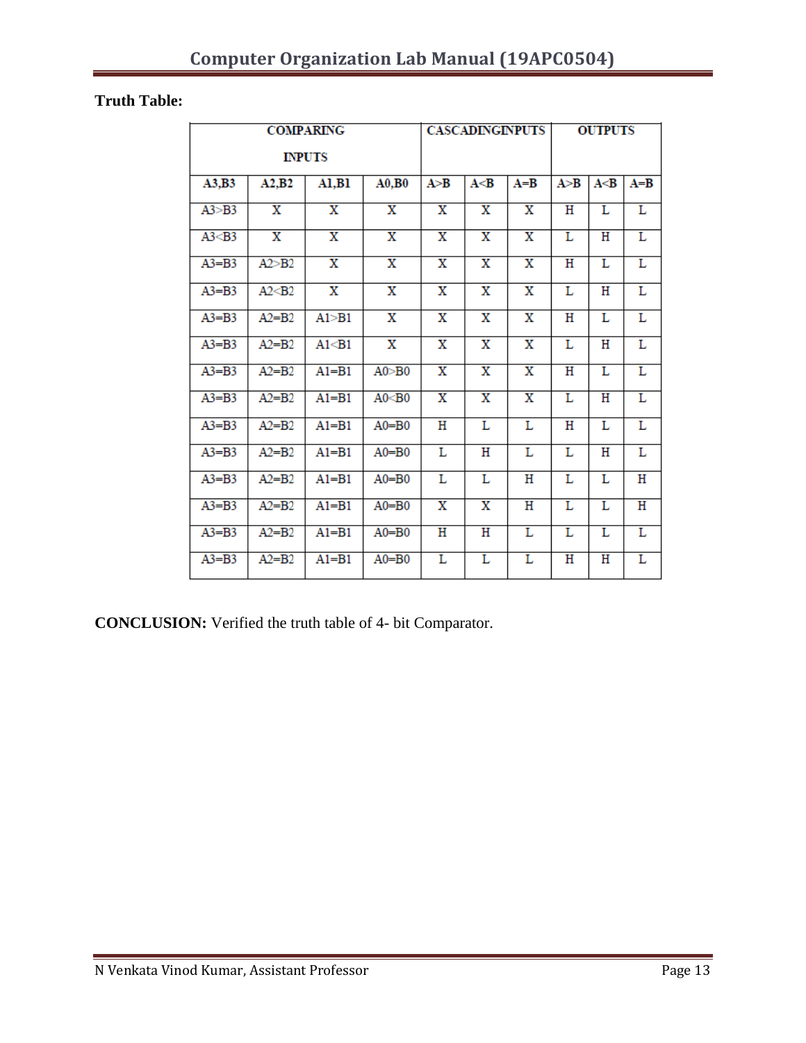**Truth Table:**

| COMPARING INPUTS | | | | CASCADINGINPUTS | | | OUTPUTS | | |
|---|---|---|---|---|---|---|---|---|---|
| A3,B3 | A2,B2 | A1,B1 | A0,B0 | A>B | A<B | A=B | A>B | A<B | A=B |
| A3>B3 | X | X | X | X | X | X | H | L | L |
| A3<B3 | X | X | X | X | X | X | L | H | L |
| A3=B3 | A2>B2 | X | X | X | X | X | H | L | L |
| A3=B3 | A2<B2 | X | X | X | X | X | L | H | L |
| A3=B3 | A2=B2 | A1>B1 | X | X | X | X | H | L | L |
| A3=B3 | A2=B2 | A1<B1 | X | X | X | X | L | H | L |
| A3=B3 | A2=B2 | A1=B1 | A0>B0 | X | X | X | H | L | L |
| A3=B3 | A2=B2 | A1=B1 | A0<B0 | X | X | X | L | H | L |
| A3=B3 | A2=B2 | A1=B1 | A0=B0 | H | L | L | H | L | L |
| A3=B3 | A2=B2 | A1=B1 | A0=B0 | L | H | L | L | H | L |
| A3=B3 | A2=B2 | A1=B1 | A0=B0 | L | L | H | L | L | H |
| A3=B3 | A2=B2 | A1=B1 | A0=B0 | X | X | H | L | L | H |
| A3=B3 | A2=B2 | A1=B1 | A0=B0 | H | H | L | L | L | L |
| A3=B3 | A2=B2 | A1=B1 | A0=B0 | L | L | L | H | H | L |

**CONCLUSION:** Verified the truth table of 4- bit Comparator.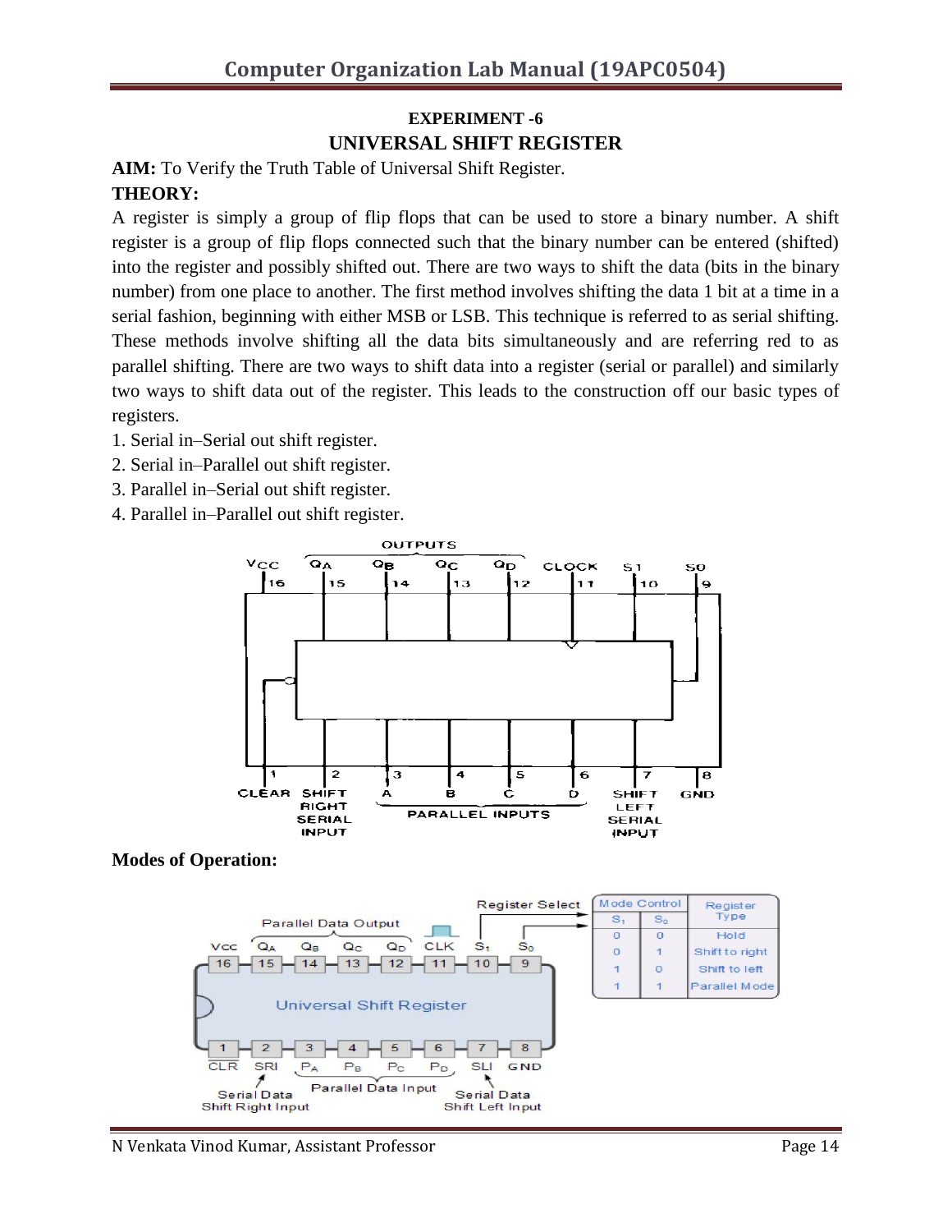### EXPERIMENT -6

## UNIVERSAL SHIFT REGISTER

**AIM:** To Verify the Truth Table of Universal Shift Register.

**THEORY:**

A register is simply a group of flip flops that can be used to store a binary number. A shift register is a group of flip flops connected such that the binary number can be entered (shifted) into the register and possibly shifted out. There are two ways to shift the data (bits in the binary number) from one place to another. The first method involves shifting the data 1 bit at a time in a serial fashion, beginning with either MSB or LSB. This technique is referred to as serial shifting. These methods involve shifting all the data bits simultaneously and are referring red to as parallel shifting. There are two ways to shift data into a register (serial or parallel) and similarly two ways to shift data out of the register. This leads to the construction off our basic types of registers.

1. Serial in–Serial out shift register.
2. Serial in–Parallel out shift register.
3. Parallel in–Serial out shift register.
4. Parallel in–Parallel out shift register.

**Modes of Operation:**

| $S_1$ | $S_0$ | Register Type |
|---|---|---|
| 0 | 0 | Hold |
| 0 | 1 | Shift to right |
| 1 | 0 | Shift to left |
| 1 | 1 | Parallel Mode |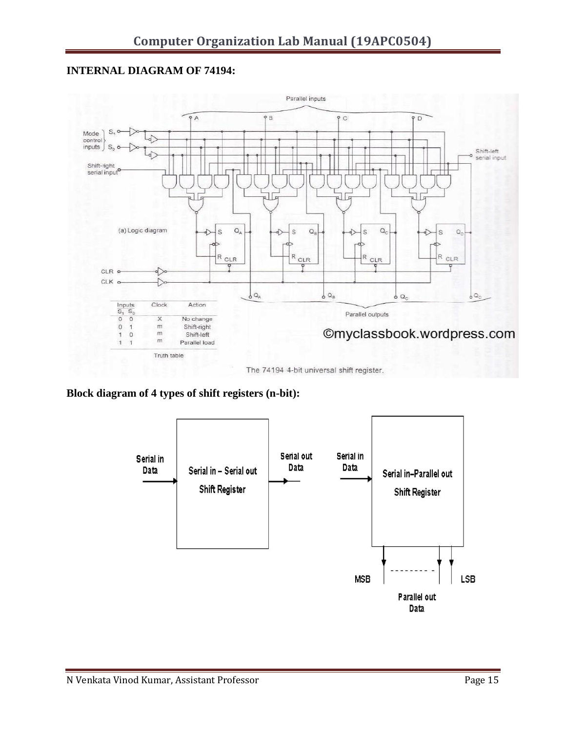**INTERNAL DIAGRAM OF 74194:**

**Block diagram of 4 types of shift registers (n-bit):**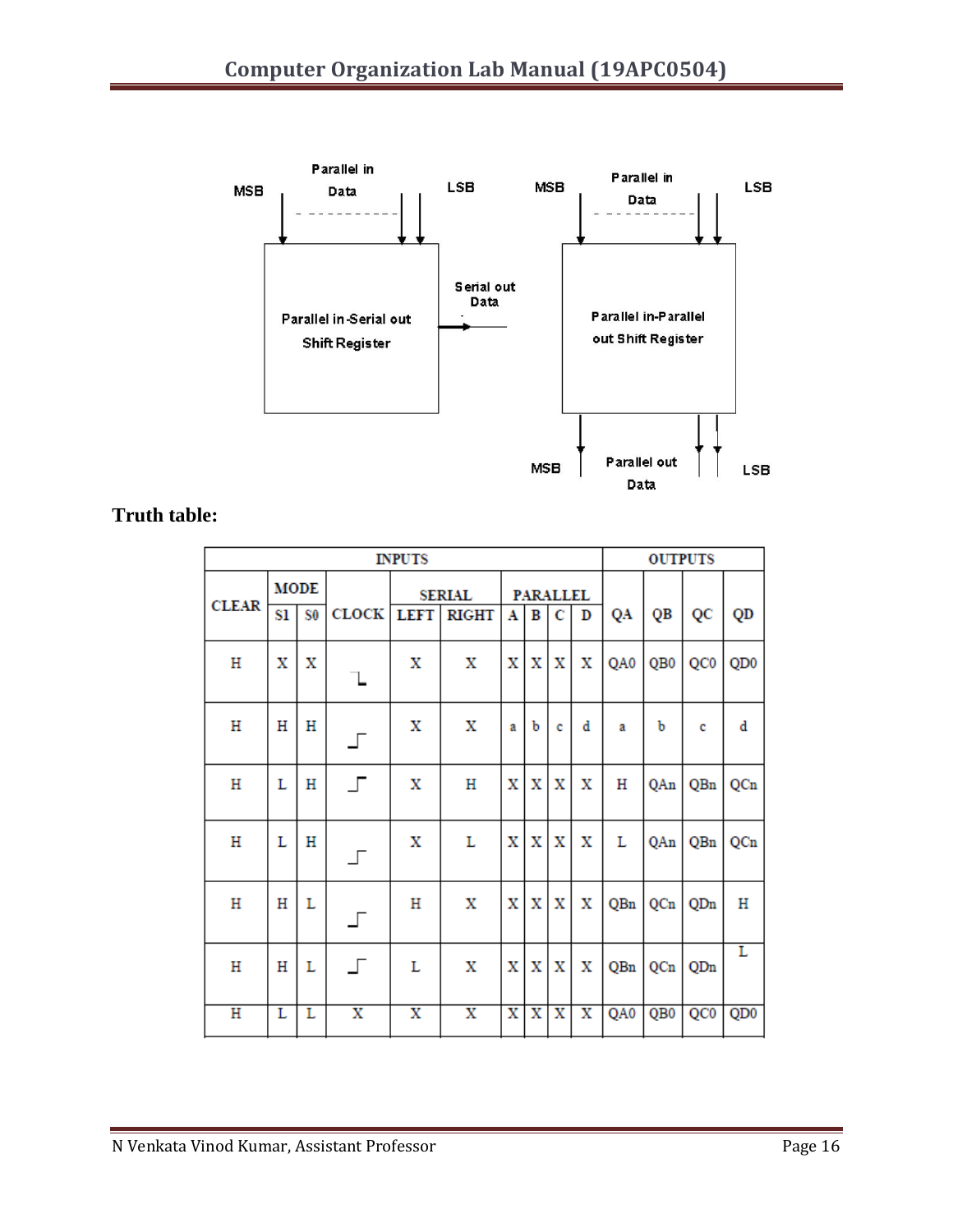MSB — Parallel in Data — LSB

Parallel in-Serial out Shift Register → Serial out Data

MSB — Parallel in Data — LSB

Parallel in-Parallel out Shift Register

MSB — Parallel out Data — LSB

**Truth table:**

| INPUTS | | | | | | | | | | OUTPUTS | | | |
|---|---|---|---|---|---|---|---|---|---|---|---|---|---|
| CLEAR | MODE | | CLOCK | SERIAL | | PARALLEL | | | | QA | QB | QC | QD |
| | S1 | S0 | | LEFT | RIGHT | A | B | C | D | | | | |
| H | X | X | ↓ | X | X | X | X | X | X | QA0 | QB0 | QC0 | QD0 |
| H | H | H | ↑ | X | X | a | b | c | d | a | b | c | d |
| H | L | H | ↑ | X | H | X | X | X | X | H | QAn | QBn | QCn |
| H | L | H | ↑ | X | L | X | X | X | X | L | QAn | QBn | QCn |
| H | H | L | ↑ | H | X | X | X | X | X | QBn | QCn | QDn | H |
| H | H | L | ↑ | L | X | X | X | X | X | QBn | QCn | QDn | L |
| H | L | L | X | X | X | X | X | X | X | QA0 | QB0 | QC0 | QD0 |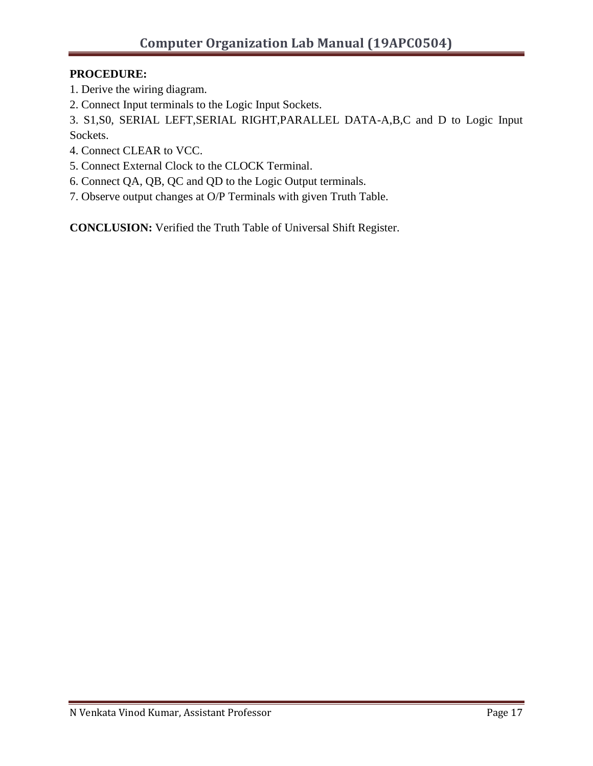**PROCEDURE:**

1. Derive the wiring diagram.
2. Connect Input terminals to the Logic Input Sockets.
3. S1,S0, SERIAL LEFT,SERIAL RIGHT,PARALLEL DATA-A,B,C and D to Logic Input Sockets.
4. Connect CLEAR to VCC.
5. Connect External Clock to the CLOCK Terminal.
6. Connect QA, QB, QC and QD to the Logic Output terminals.
7. Observe output changes at O/P Terminals with given Truth Table.

**CONCLUSION:** Verified the Truth Table of Universal Shift Register.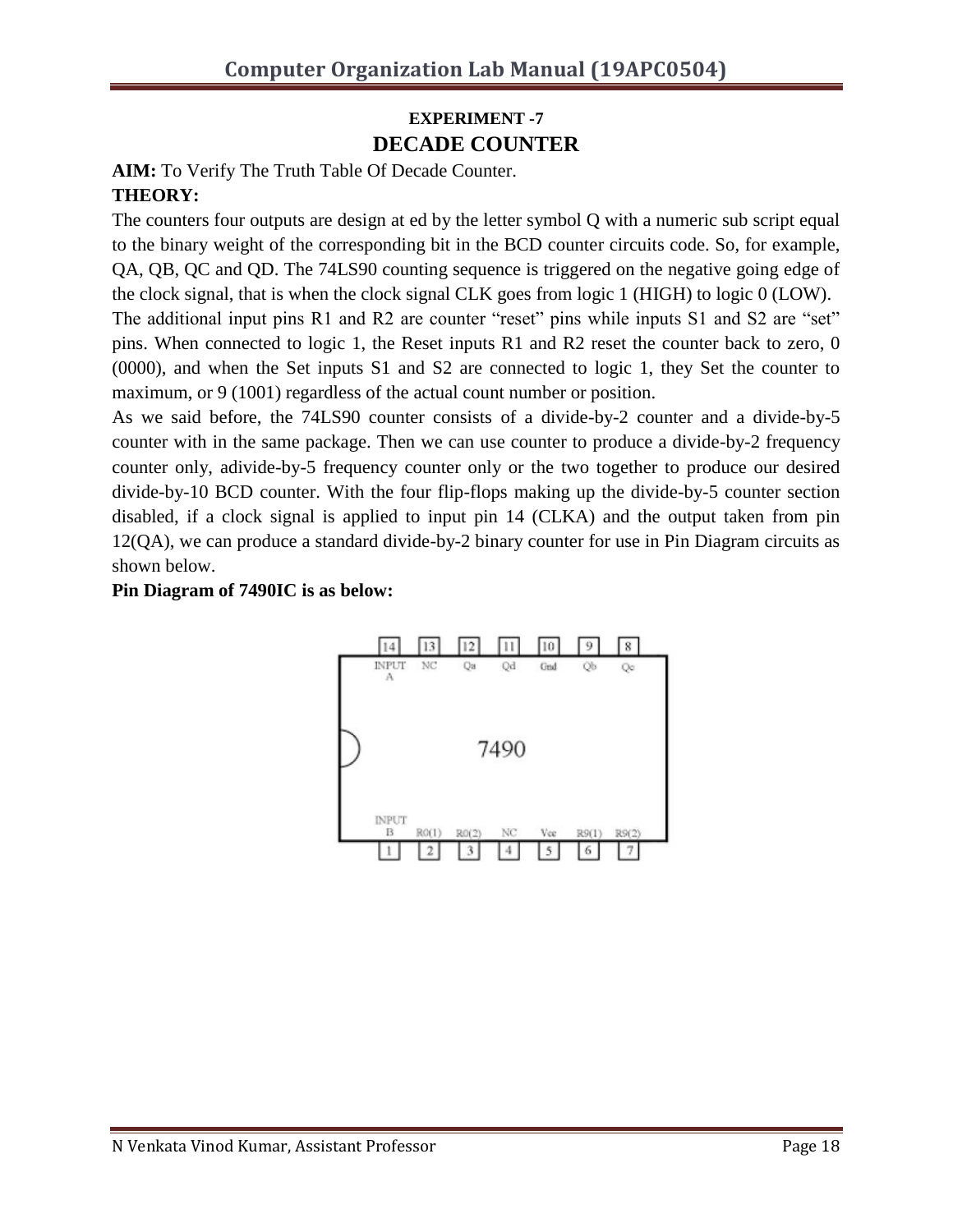**EXPERIMENT -7**

# DECADE COUNTER

**AIM:** To Verify The Truth Table Of Decade Counter.

**THEORY:**

The counters four outputs are design at ed by the letter symbol Q with a numeric sub script equal to the binary weight of the corresponding bit in the BCD counter circuits code. So, for example, QA, QB, QC and QD. The 74LS90 counting sequence is triggered on the negative going edge of the clock signal, that is when the clock signal CLK goes from logic 1 (HIGH) to logic 0 (LOW).

The additional input pins R1 and R2 are counter "reset" pins while inputs S1 and S2 are "set" pins. When connected to logic 1, the Reset inputs R1 and R2 reset the counter back to zero, 0 (0000), and when the Set inputs S1 and S2 are connected to logic 1, they Set the counter to maximum, or 9 (1001) regardless of the actual count number or position.

As we said before, the 74LS90 counter consists of a divide-by-2 counter and a divide-by-5 counter with in the same package. Then we can use counter to produce a divide-by-2 frequency counter only, adivide-by-5 frequency counter only or the two together to produce our desired divide-by-10 BCD counter. With the four flip-flops making up the divide-by-5 counter section disabled, if a clock signal is applied to input pin 14 (CLKA) and the output taken from pin 12(QA), we can produce a standard divide-by-2 binary counter for use in Pin Diagram circuits as shown below.

**Pin Diagram of 7490IC is as below:**

| Pin | 14 | 13 | 12 | 11 | 10 | 9 | 8 |
|---|---|---|---|---|---|---|---|
| Signal | INPUT A | NC | Qa | Qd | Gnd | Qb | Qc |

**7490**

| Pin | 1 | 2 | 3 | 4 | 5 | 6 | 7 |
|---|---|---|---|---|---|---|---|
| Signal | INPUT B | R0(1) | R0(2) | NC | Vcc | R9(1) | R9(2) |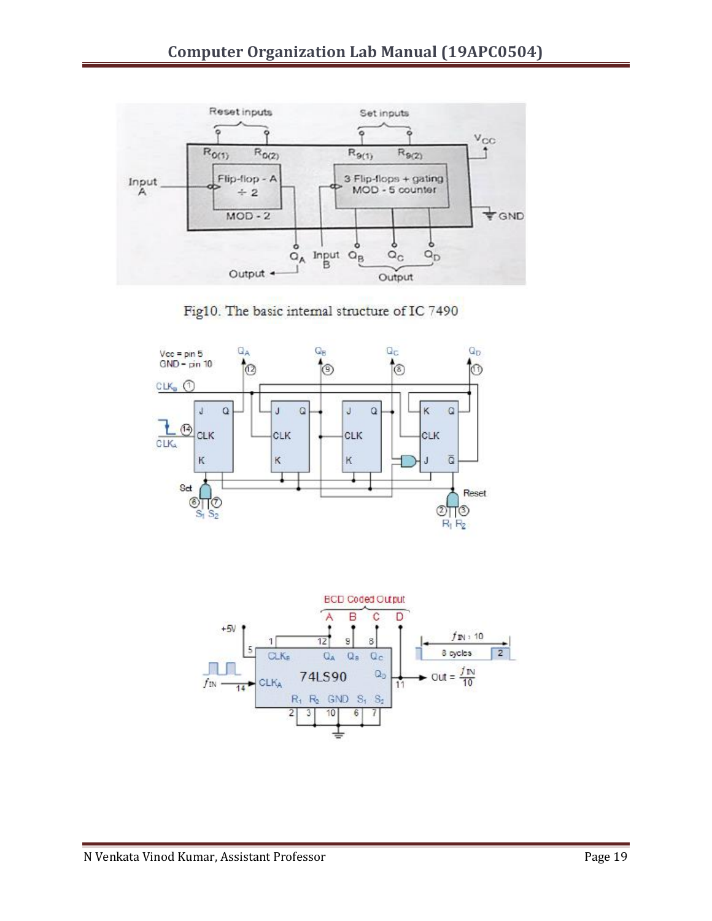Fig10. The basic internal structure of IC 7490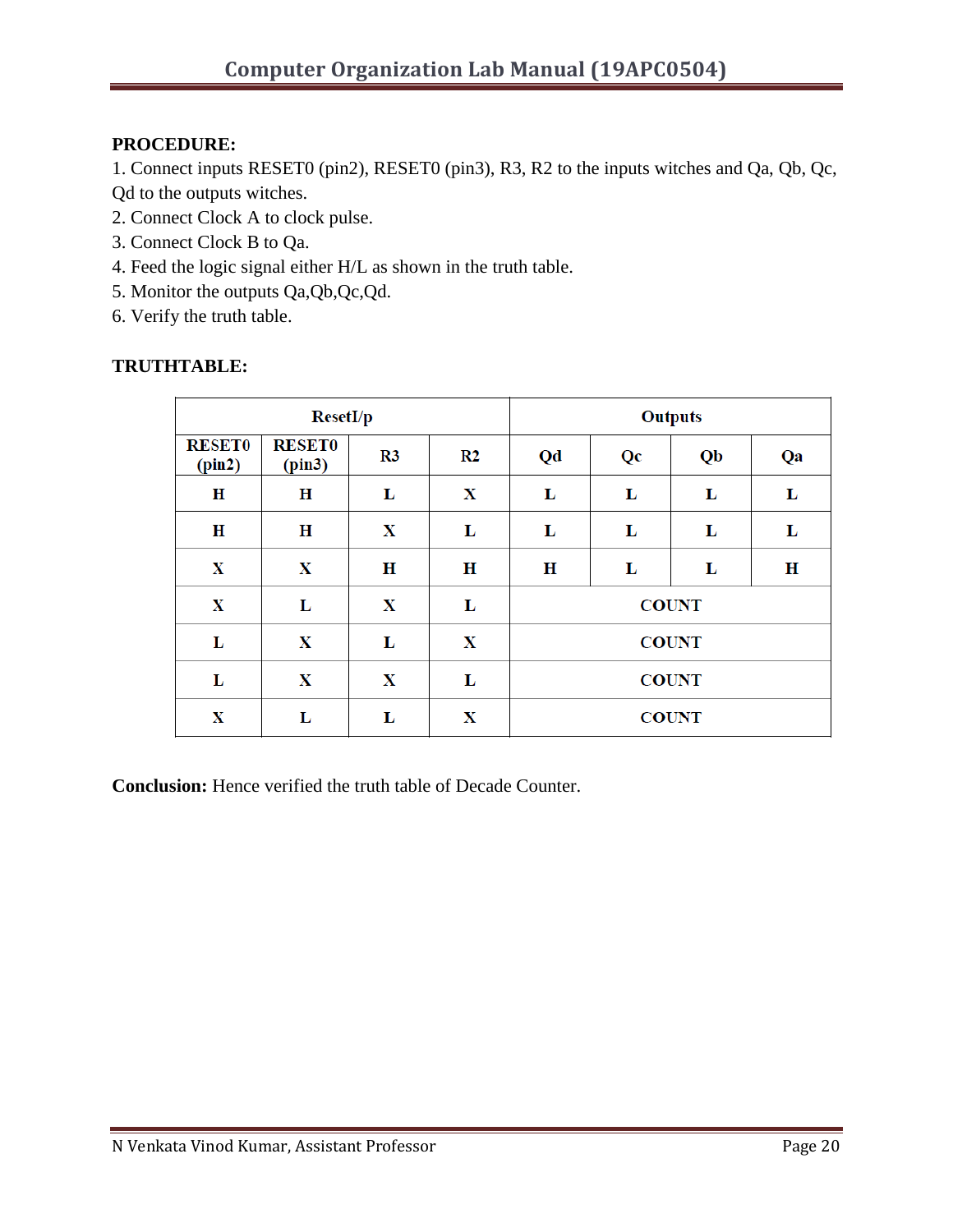**PROCEDURE:**

1. Connect inputs RESET0 (pin2), RESET0 (pin3), R3, R2 to the inputs witches and Qa, Qb, Qc, Qd to the outputs witches.
2. Connect Clock A to clock pulse.
3. Connect Clock B to Qa.
4. Feed the logic signal either H/L as shown in the truth table.
5. Monitor the outputs Qa,Qb,Qc,Qd.
6. Verify the truth table.

**TRUTHTABLE:**

| ResetI/p | | | | Outputs | | | |
|---|---|---|---|---|---|---|---|
| RESET0 (pin2) | RESET0 (pin3) | R3 | R2 | Qd | Qc | Qb | Qa |
| H | H | L | X | L | L | L | L |
| H | H | X | L | L | L | L | L |
| X | X | H | H | H | L | L | H |
| X | L | X | L | COUNT | | | |
| L | X | L | X | COUNT | | | |
| L | X | X | L | COUNT | | | |
| X | L | L | X | COUNT | | | |

**Conclusion:** Hence verified the truth table of Decade Counter.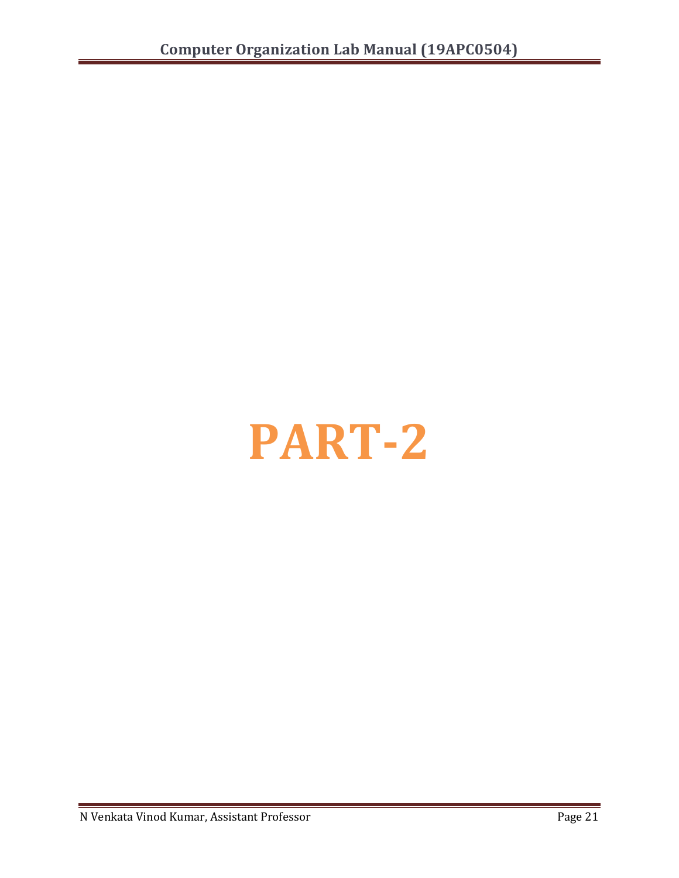# PART-2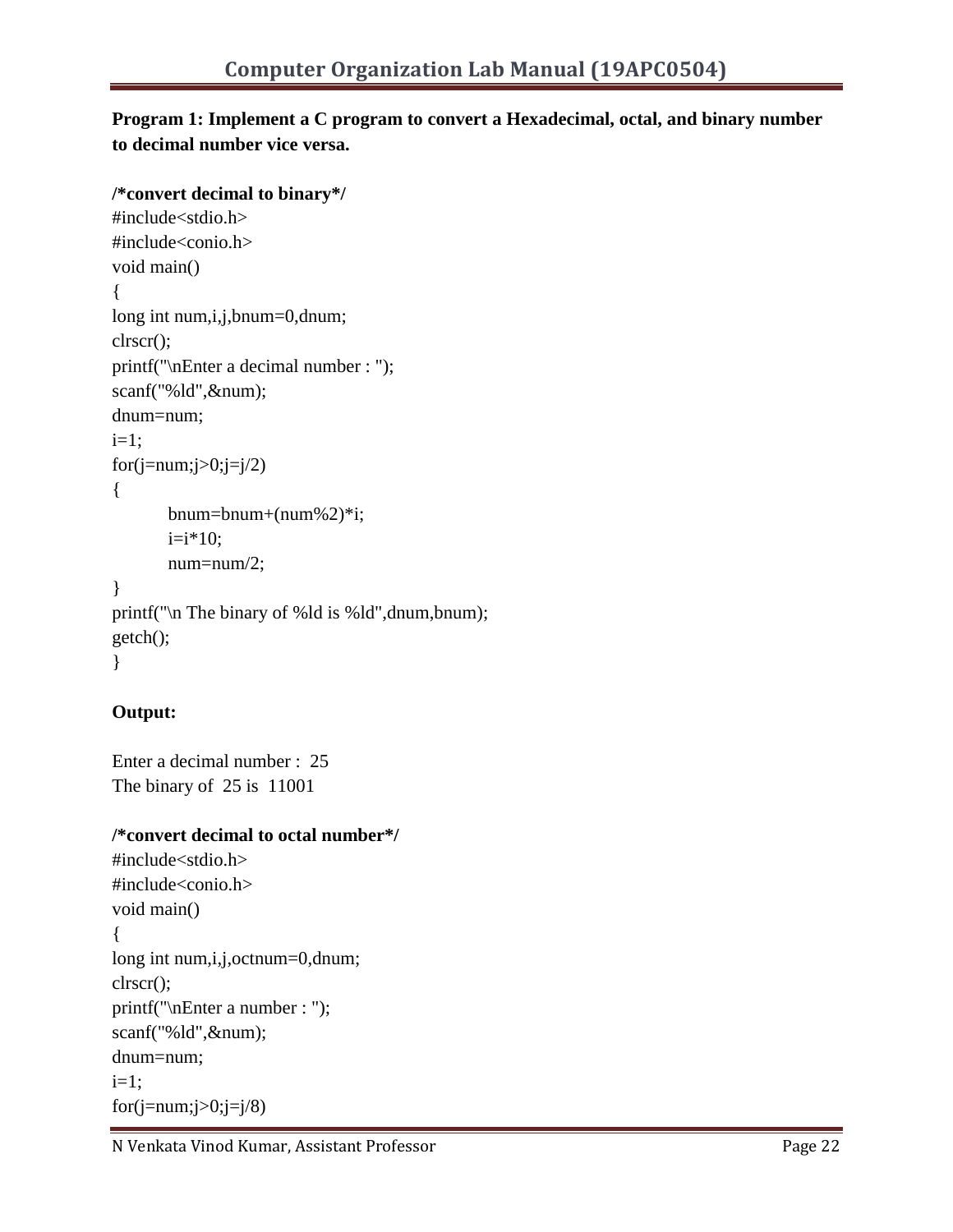**Program 1: Implement a C program to convert a Hexadecimal, octal, and binary number to decimal number vice versa.**

**/*convert decimal to binary*/**

```
#include<stdio.h>
#include<conio.h>
void main()
{
long int num,i,j,bnum=0,dnum;
clrscr();
printf("\nEnter a decimal number : ");
scanf("%ld",&num);
dnum=num;
i=1;
for(j=num;j>0;j=j/2)
{
        bnum=bnum+(num%2)*i;
        i=i*10;
        num=num/2;
}
printf("\n The binary of %ld is %ld",dnum,bnum);
getch();
}
```

**Output:**

```
Enter a decimal number :  25
The binary of  25 is  11001
```

**/*convert decimal to octal number*/**

```
#include<stdio.h>
#include<conio.h>
void main()
{
long int num,i,j,octnum=0,dnum;
clrscr();
printf("\nEnter a number : ");
scanf("%ld",&num);
dnum=num;
i=1;
for(j=num;j>0;j=j/8)
```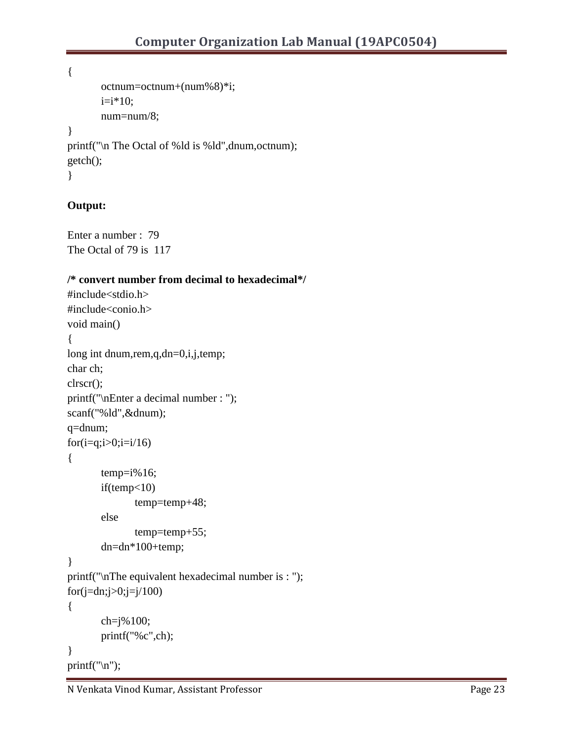```
{
        octnum=octnum+(num%8)*i;
        i=i*10;
        num=num/8;
}
printf("\n The Octal of %ld is %ld",dnum,octnum);
getch();
}
```

**Output:**

```
Enter a number :  79
The Octal of 79 is  117
```

**/* convert number from decimal to hexadecimal*/**

```
#include<stdio.h>
#include<conio.h>
void main()
{
long int dnum,rem,q,dn=0,i,j,temp;
char ch;
clrscr();
printf("\nEnter a decimal number : ");
scanf("%ld",&dnum);
q=dnum;
for(i=q;i>0;i=i/16)
{
        temp=i%16;
        if(temp<10)
                temp=temp+48;
        else
                temp=temp+55;
        dn=dn*100+temp;
}
printf("\nThe equivalent hexadecimal number is : ");
for(j=dn;j>0;j=j/100)
{
        ch=j%100;
        printf("%c",ch);
}
printf("\n");
```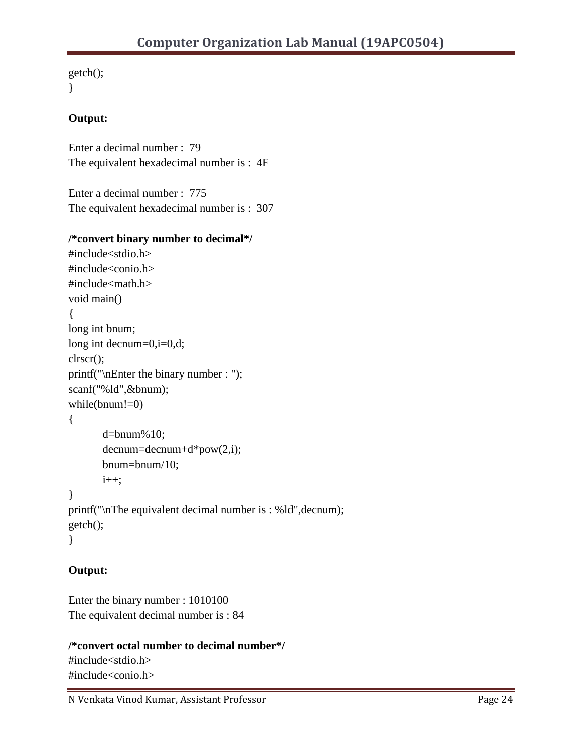```
getch();
}
```

**Output:**

```
Enter a decimal number :  79
The equivalent hexadecimal number is :  4F

Enter a decimal number :  775
The equivalent hexadecimal number is :  307
```

**/*convert binary number to decimal*/**

```
#include<stdio.h>
#include<conio.h>
#include<math.h>
void main()
{
long int bnum;
long int decnum=0,i=0,d;
clrscr();
printf("\nEnter the binary number : ");
scanf("%ld",&bnum);
while(bnum!=0)
{
        d=bnum%10;
        decnum=decnum+d*pow(2,i);
        bnum=bnum/10;
        i++;
}
printf("\nThe equivalent decimal number is : %ld",decnum);
getch();
}
```

**Output:**

```
Enter the binary number : 1010100
The equivalent decimal number is : 84
```

**/*convert octal number to decimal number*/**

```
#include<stdio.h>
#include<conio.h>
```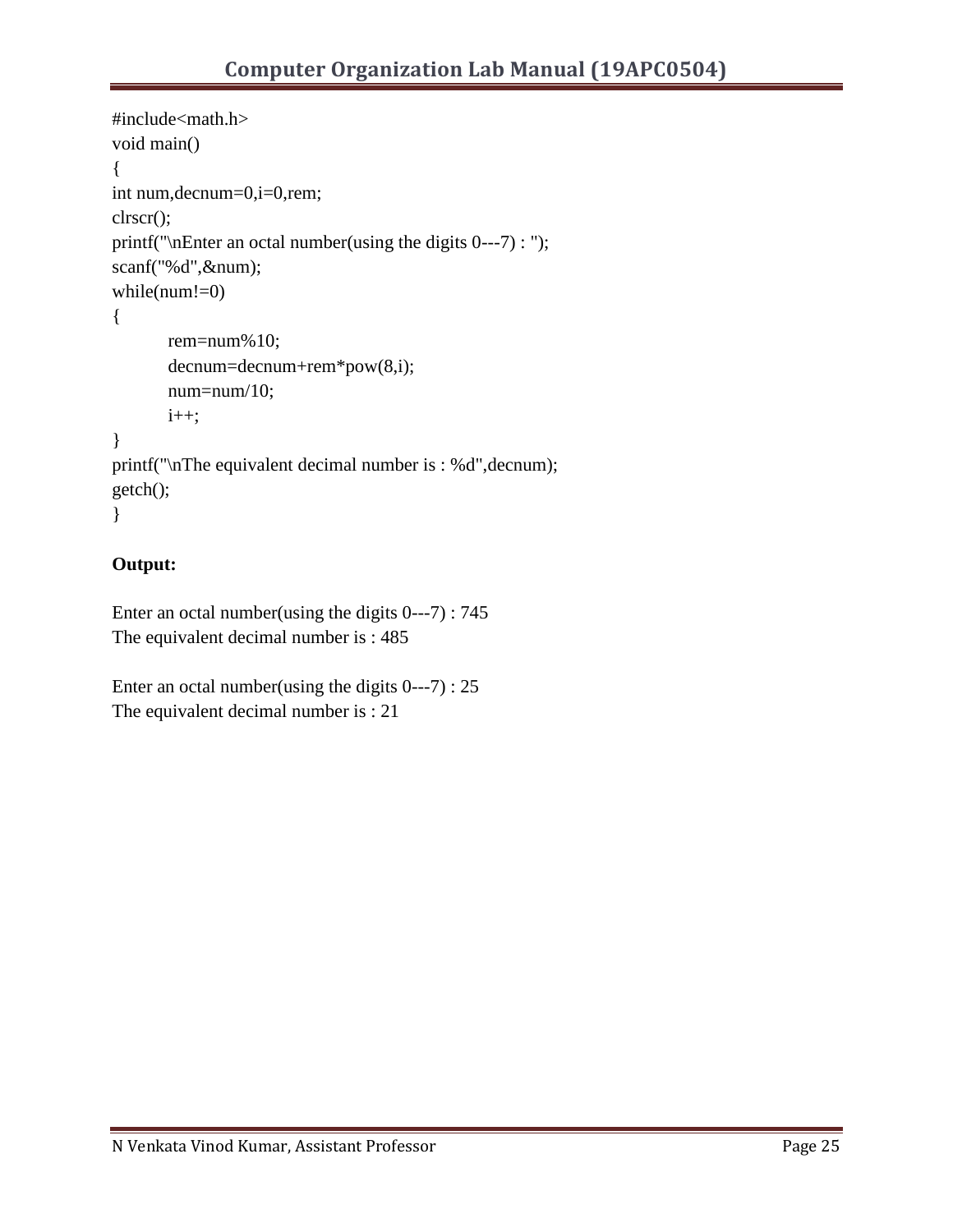```c
#include<math.h>
void main()
{
int num,decnum=0,i=0,rem;
clrscr();
printf("\nEnter an octal number(using the digits 0---7) : ");
scanf("%d",&num);
while(num!=0)
{
	rem=num%10;
	decnum=decnum+rem*pow(8,i);
	num=num/10;
	i++;
}
printf("\nThe equivalent decimal number is : %d",decnum);
getch();
}
```

**Output:**

Enter an octal number(using the digits 0---7) : 745
The equivalent decimal number is : 485

Enter an octal number(using the digits 0---7) : 25
The equivalent decimal number is : 21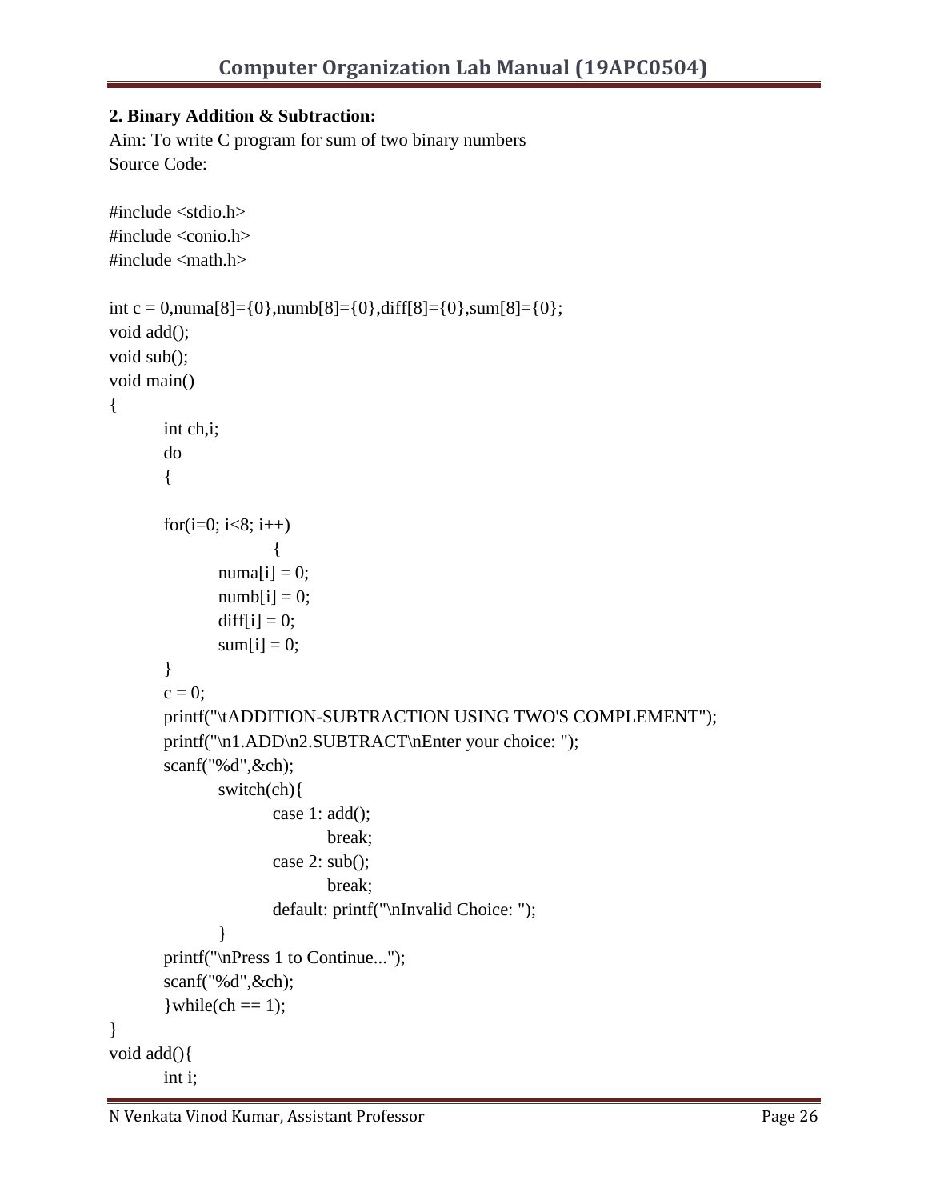**2. Binary Addition & Subtraction:**

Aim: To write C program for sum of two binary numbers

Source Code:

```
#include <stdio.h>
#include <conio.h>
#include <math.h>

int c = 0,numa[8]={0},numb[8]={0},diff[8]={0},sum[8]={0};
void add();
void sub();
void main()
{
        int ch,i;
        do
        {

        for(i=0; i<8; i++)
                        {
                numa[i] = 0;
                numb[i] = 0;
                diff[i] = 0;
                sum[i] = 0;
        }
        c = 0;
        printf("\tADDITION-SUBTRACTION USING TWO'S COMPLEMENT");
        printf("\n1.ADD\n2.SUBTRACT\nEnter your choice: ");
        scanf("%d",&ch);
                switch(ch){
                        case 1: add();
                                break;
                        case 2: sub();
                                break;
                        default: printf("\nInvalid Choice: ");
                }
        printf("\nPress 1 to Continue...");
        scanf("%d",&ch);
        }while(ch == 1);
}
void add(){
        int i;
```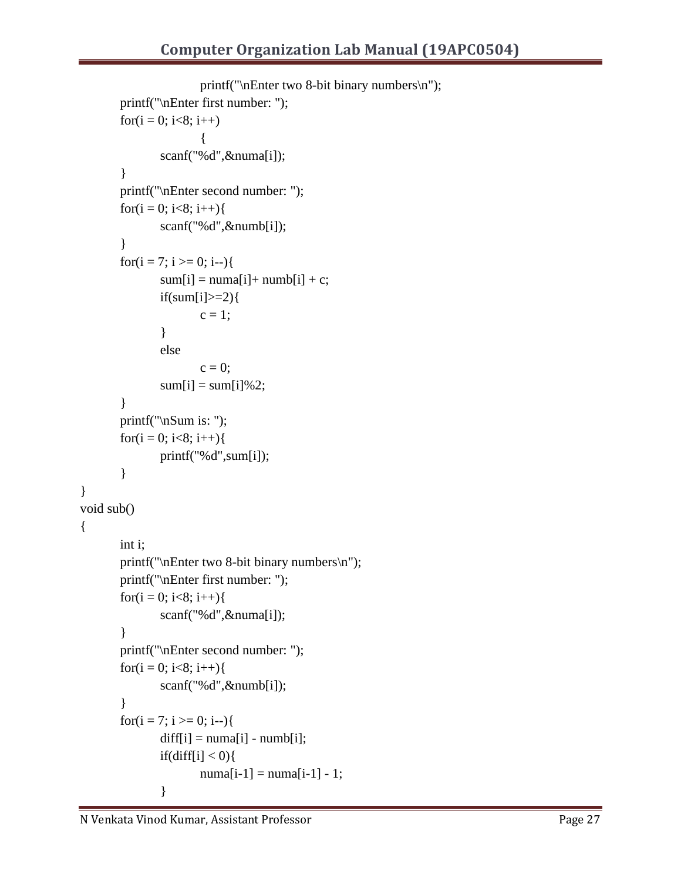```
			printf("\nEnter two 8-bit binary numbers\n");
	printf("\nEnter first number: ");
	for(i = 0; i<8; i++)
			{
		scanf("%d",&numa[i]);
	}
	printf("\nEnter second number: ");
	for(i = 0; i<8; i++){
		scanf("%d",&numb[i]);
	}
	for(i = 7; i >= 0; i--){
		sum[i] = numa[i]+ numb[i] + c;
		if(sum[i]>=2){
			c = 1;
		}
		else
			c = 0;
		sum[i] = sum[i]%2;
	}
	printf("\nSum is: ");
	for(i = 0; i<8; i++){
		printf("%d",sum[i]);
	}
}
void sub()
{
	int i;
	printf("\nEnter two 8-bit binary numbers\n");
	printf("\nEnter first number: ");
	for(i = 0; i<8; i++){
		scanf("%d",&numa[i]);
	}
	printf("\nEnter second number: ");
	for(i = 0; i<8; i++){
		scanf("%d",&numb[i]);
	}
	for(i = 7; i >= 0; i--){
		diff[i] = numa[i] - numb[i];
		if(diff[i] < 0){
			numa[i-1] = numa[i-1] - 1;
		}
```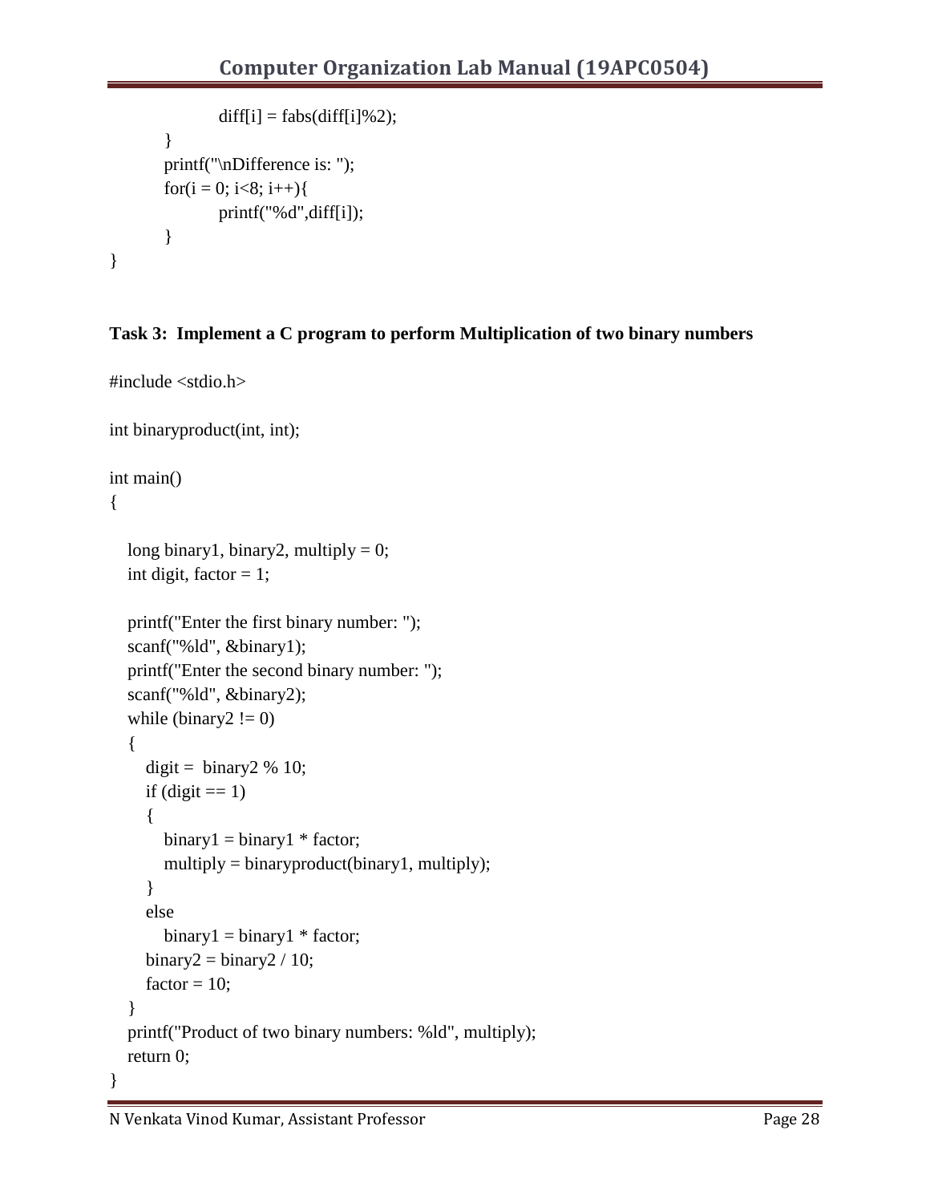```
            diff[i] = fabs(diff[i]%2);
        }
        printf("\nDifference is: ");
        for(i = 0; i<8; i++){
            printf("%d",diff[i]);
        }
}
```

**Task 3: Implement a C program to perform Multiplication of two binary numbers**

```
#include <stdio.h>

int binaryproduct(int, int);

int main()
{

    long binary1, binary2, multiply = 0;
    int digit, factor = 1;

    printf("Enter the first binary number: ");
    scanf("%ld", &binary1);
    printf("Enter the second binary number: ");
    scanf("%ld", &binary2);
    while (binary2 != 0)
    {
        digit =  binary2 % 10;
        if (digit == 1)
        {
            binary1 = binary1 * factor;
            multiply = binaryproduct(binary1, multiply);
        }
        else
            binary1 = binary1 * factor;
        binary2 = binary2 / 10;
        factor = 10;
    }
    printf("Product of two binary numbers: %ld", multiply);
    return 0;
}
```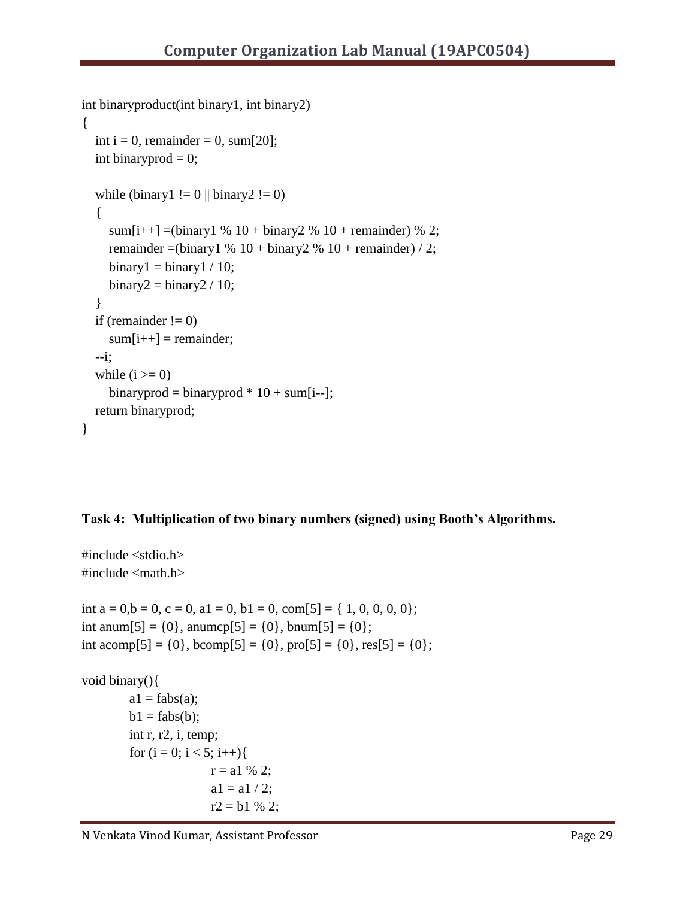```
int binaryproduct(int binary1, int binary2)
{
    int i = 0, remainder = 0, sum[20];
    int binaryprod = 0;

    while (binary1 != 0 || binary2 != 0)
    {
        sum[i++] =(binary1 % 10 + binary2 % 10 + remainder) % 2;
        remainder =(binary1 % 10 + binary2 % 10 + remainder) / 2;
        binary1 = binary1 / 10;
        binary2 = binary2 / 10;
    }
    if (remainder != 0)
        sum[i++] = remainder;
    --i;
    while (i >= 0)
        binaryprod = binaryprod * 10 + sum[i--];
    return binaryprod;
}
```

**Task 4: Multiplication of two binary numbers (signed) using Booth's Algorithms.**

```
#include <stdio.h>
#include <math.h>

int a = 0,b = 0, c = 0, a1 = 0, b1 = 0, com[5] = { 1, 0, 0, 0, 0};
int anum[5] = {0}, anumcp[5] = {0}, bnum[5] = {0};
int acomp[5] = {0}, bcomp[5] = {0}, pro[5] = {0}, res[5] = {0};

void binary(){
        a1 = fabs(a);
        b1 = fabs(b);
        int r, r2, i, temp;
        for (i = 0; i < 5; i++){
                r = a1 % 2;
                a1 = a1 / 2;
                r2 = b1 % 2;
```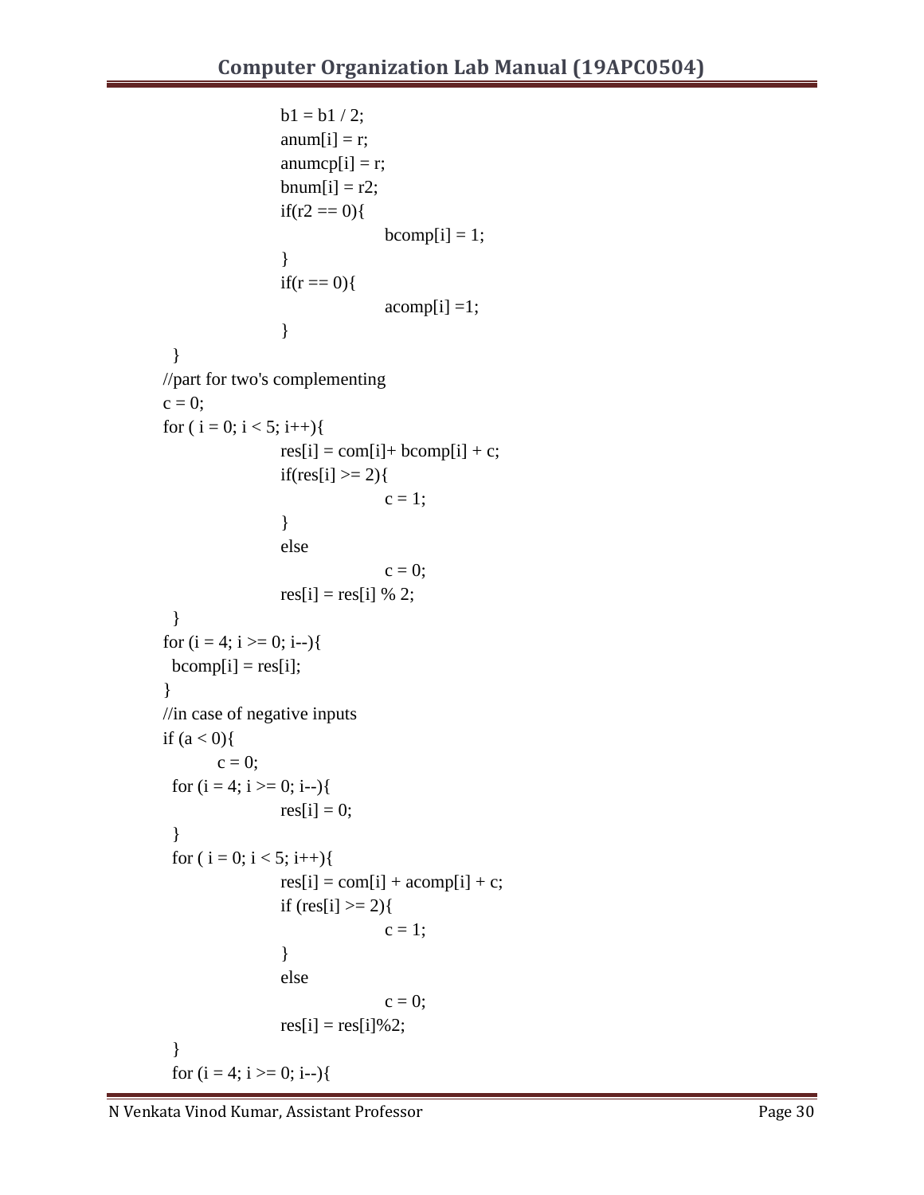```
                b1 = b1 / 2;
                anum[i] = r;
                anumcp[i] = r;
                bnum[i] = r2;
                if(r2 == 0){
                        bcomp[i] = 1;
                }
                if(r == 0){
                        acomp[i] =1;
                }
    }
    //part for two's complementing
    c = 0;
    for ( i = 0; i < 5; i++){
                res[i] = com[i]+ bcomp[i] + c;
                if(res[i] >= 2){
                        c = 1;
                }
                else
                        c = 0;
                res[i] = res[i] % 2;
    }
    for (i = 4; i >= 0; i--){
      bcomp[i] = res[i];
    }
    //in case of negative inputs
    if (a < 0){
          c = 0;
      for (i = 4; i >= 0; i--){
                res[i] = 0;
      }
      for ( i = 0; i < 5; i++){
                res[i] = com[i] + acomp[i] + c;
                if (res[i] >= 2){
                        c = 1;
                }
                else
                        c = 0;
                res[i] = res[i]%2;
      }
      for (i = 4; i >= 0; i--){
```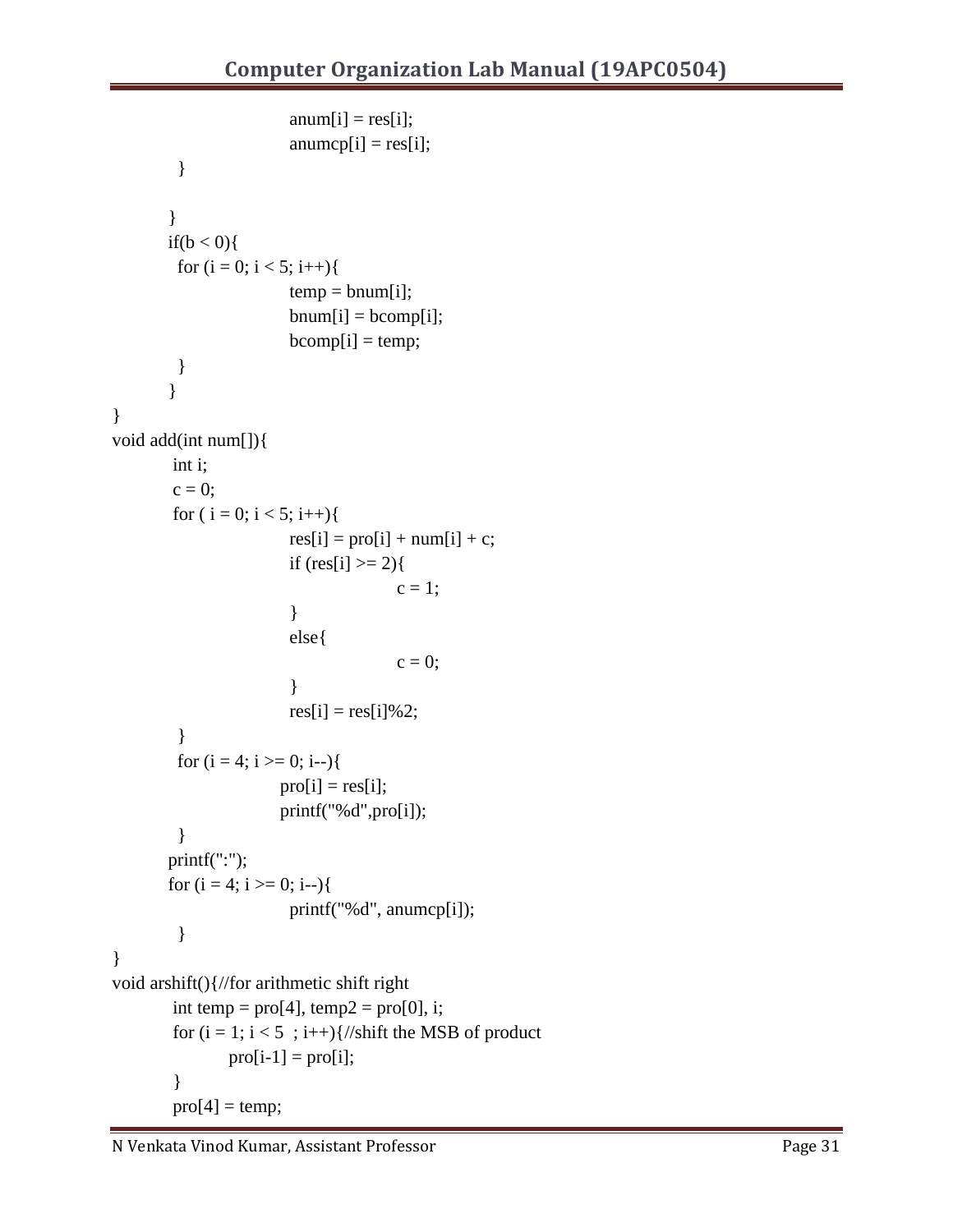```
                anum[i] = res[i];
                anumcp[i] = res[i];
        }

    }
    if(b < 0){
        for (i = 0; i < 5; i++){
                temp = bnum[i];
                bnum[i] = bcomp[i];
                bcomp[i] = temp;
        }
    }
}
void add(int num[]){
    int i;
    c = 0;
    for ( i = 0; i < 5; i++){
                res[i] = pro[i] + num[i] + c;
                if (res[i] >= 2){
                        c = 1;
                }
                else{
                        c = 0;
                }
                res[i] = res[i]%2;
        }
        for (i = 4; i >= 0; i--){
                pro[i] = res[i];
                printf("%d",pro[i]);
        }
    printf(":");
    for (i = 4; i >= 0; i--){
                printf("%d", anumcp[i]);
        }
}
void arshift(){//for arithmetic shift right
    int temp = pro[4], temp2 = pro[0], i;
    for (i = 1; i < 5  ; i++){//shift the MSB of product
        pro[i-1] = pro[i];
    }
    pro[4] = temp;
```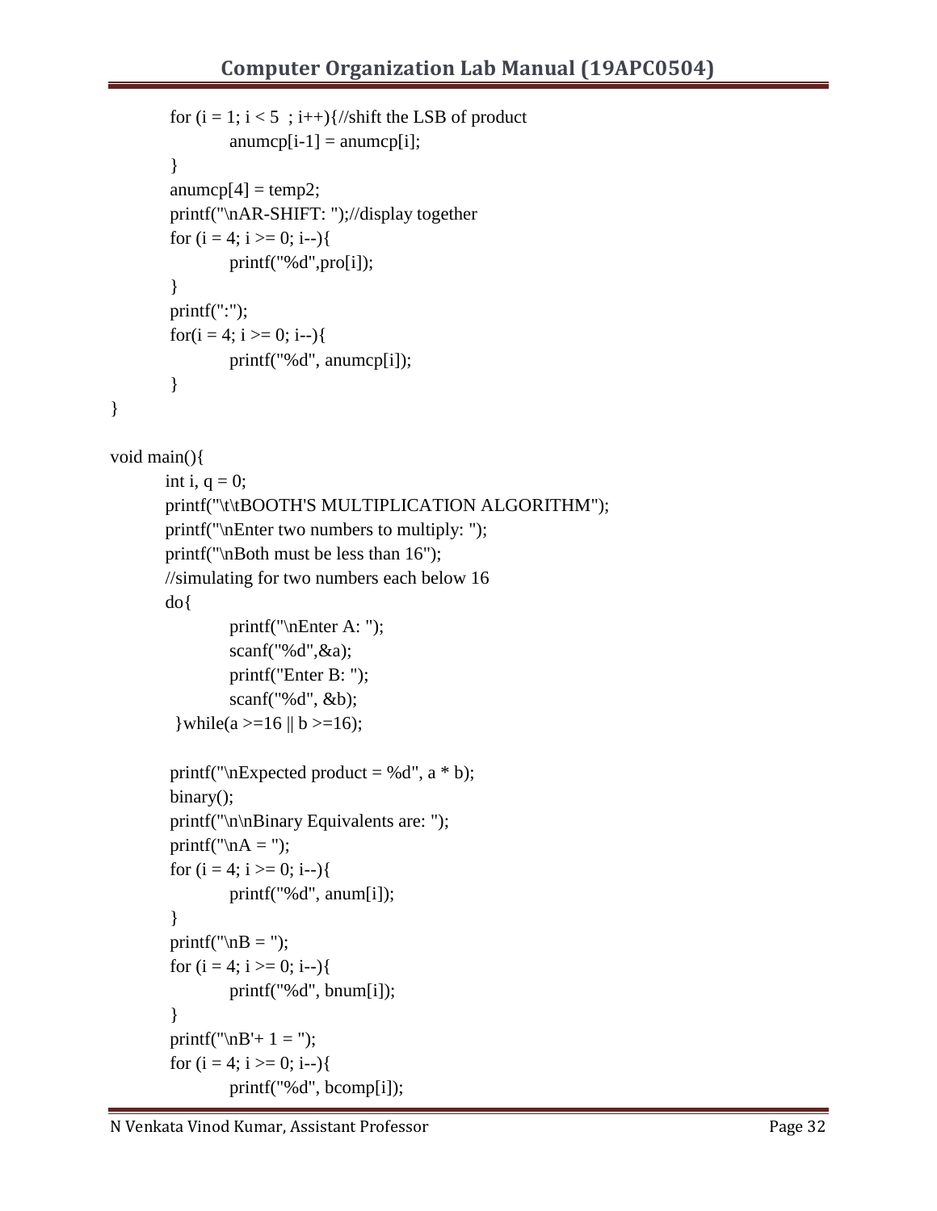```
        for (i = 1; i < 5  ; i++){//shift the LSB of product
                anumcp[i-1] = anumcp[i];
        }
        anumcp[4] = temp2;
        printf("\nAR-SHIFT: ");//display together
        for (i = 4; i >= 0; i--){
                printf("%d",pro[i]);
        }
        printf(":");
        for(i = 4; i >= 0; i--){
                printf("%d", anumcp[i]);
        }
}

void main(){
        int i, q = 0;
        printf("\t\tBOOTH'S MULTIPLICATION ALGORITHM");
        printf("\nEnter two numbers to multiply: ");
        printf("\nBoth must be less than 16");
        //simulating for two numbers each below 16
        do{
                printf("\nEnter A: ");
                scanf("%d",&a);
                printf("Enter B: ");
                scanf("%d", &b);
         }while(a >=16 || b >=16);

        printf("\nExpected product = %d", a * b);
        binary();
        printf("\n\nBinary Equivalents are: ");
        printf("\nA = ");
        for (i = 4; i >= 0; i--){
                printf("%d", anum[i]);
        }
        printf("\nB = ");
        for (i = 4; i >= 0; i--){
                printf("%d", bnum[i]);
        }
        printf("\nB'+ 1 = ");
        for (i = 4; i >= 0; i--){
                printf("%d", bcomp[i]);
```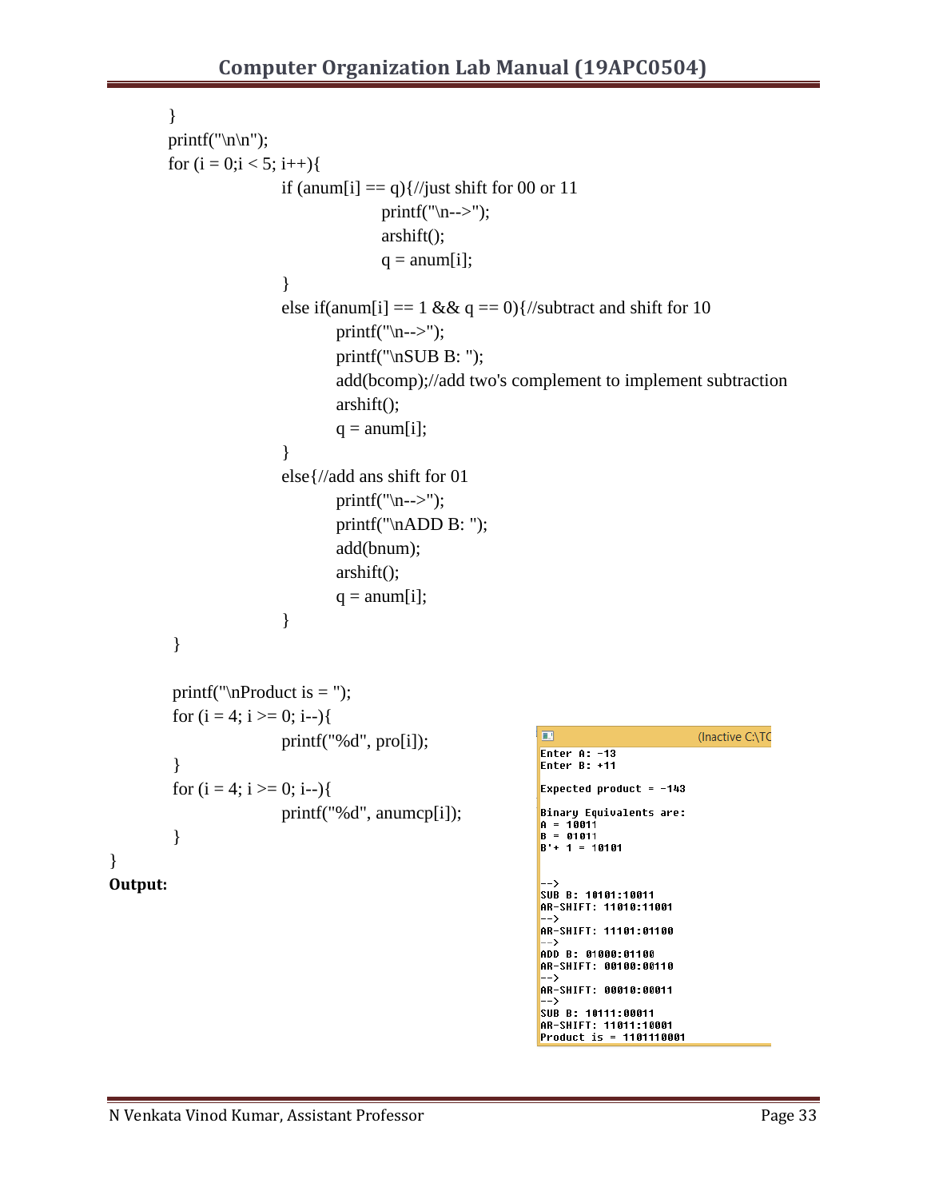```
        }
        printf("\n\n");
        for (i = 0;i < 5; i++){
                if (anum[i] == q){//just shift for 00 or 11
                        printf("\n-->");
                        arshift();
                        q = anum[i];
                }
                else if(anum[i] == 1 && q == 0){//subtract and shift for 10
                    printf("\n-->");
                    printf("\nSUB B: ");
                    add(bcomp);//add two's complement to implement subtraction
                    arshift();
                    q = anum[i];
                }
                else{//add ans shift for 01
                    printf("\n-->");
                    printf("\nADD B: ");
                    add(bnum);
                    arshift();
                    q = anum[i];
                }
        }

        printf("\nProduct is = ");
        for (i = 4; i >= 0; i--){
                printf("%d", pro[i]);
        }
        for (i = 4; i >= 0; i--){
                printf("%d", anumcp[i]);
        }
}
```

**Output:**

```
Enter A: -13
Enter B: +11

Expected product = -143

Binary Equivalents are:
A = 10011
B = 01011
B'+ 1 = 10101


-->
SUB B: 10101:10011
AR-SHIFT: 11010:11001
-->
AR-SHIFT: 11101:01100
-->
ADD B: 01000:01100
AR-SHIFT: 00100:00110
-->
AR-SHIFT: 00010:00011
-->
SUB B: 10111:00011
AR-SHIFT: 11011:10001
Product is = 1101110001
```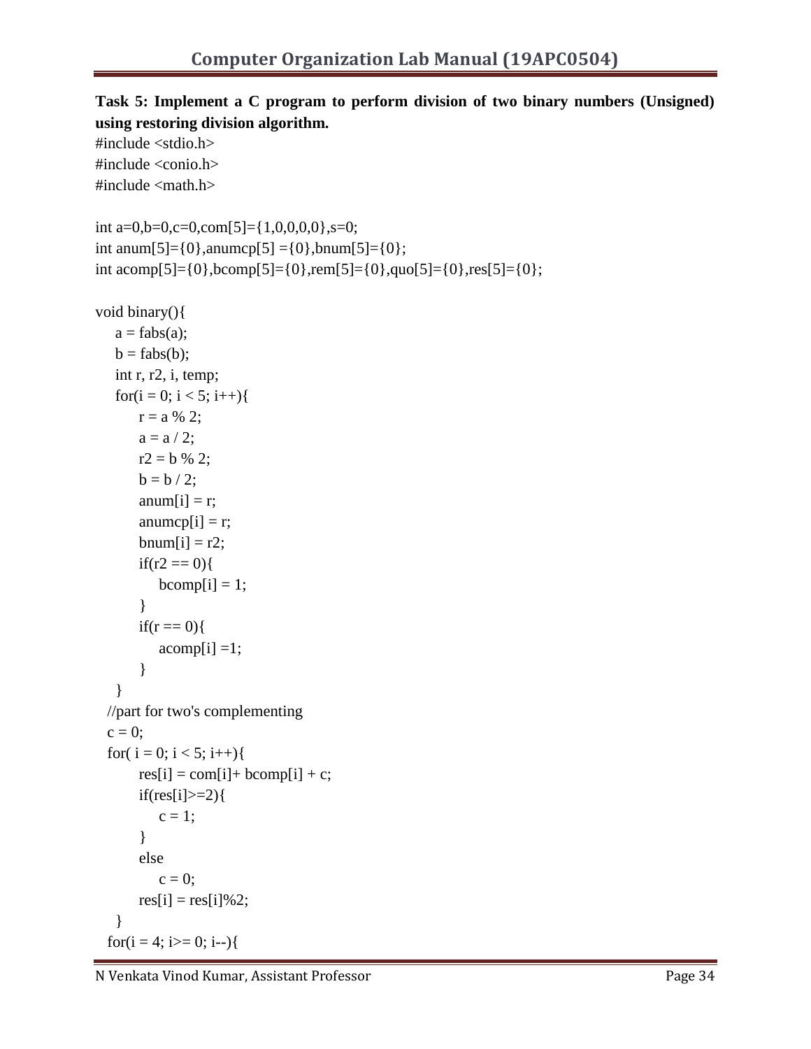**Task 5: Implement a C program to perform division of two binary numbers (Unsigned) using restoring division algorithm.**

```
#include <stdio.h>
#include <conio.h>
#include <math.h>

int a=0,b=0,c=0,com[5]={1,0,0,0,0},s=0;
int anum[5]={0},anumcp[5] ={0},bnum[5]={0};
int acomp[5]={0},bcomp[5]={0},rem[5]={0},quo[5]={0},res[5]={0};

void binary(){
    a = fabs(a);
    b = fabs(b);
    int r, r2, i, temp;
    for(i = 0; i < 5; i++){
        r = a % 2;
        a = a / 2;
        r2 = b % 2;
        b = b / 2;
        anum[i] = r;
        anumcp[i] = r;
        bnum[i] = r2;
        if(r2 == 0){
            bcomp[i] = 1;
        }
        if(r == 0){
            acomp[i] =1;
        }
    }
  //part for two's complementing
  c = 0;
  for( i = 0; i < 5; i++){
        res[i] = com[i]+ bcomp[i] + c;
        if(res[i]>=2){
            c = 1;
        }
        else
            c = 0;
        res[i] = res[i]%2;
    }
  for(i = 4; i>= 0; i--){
```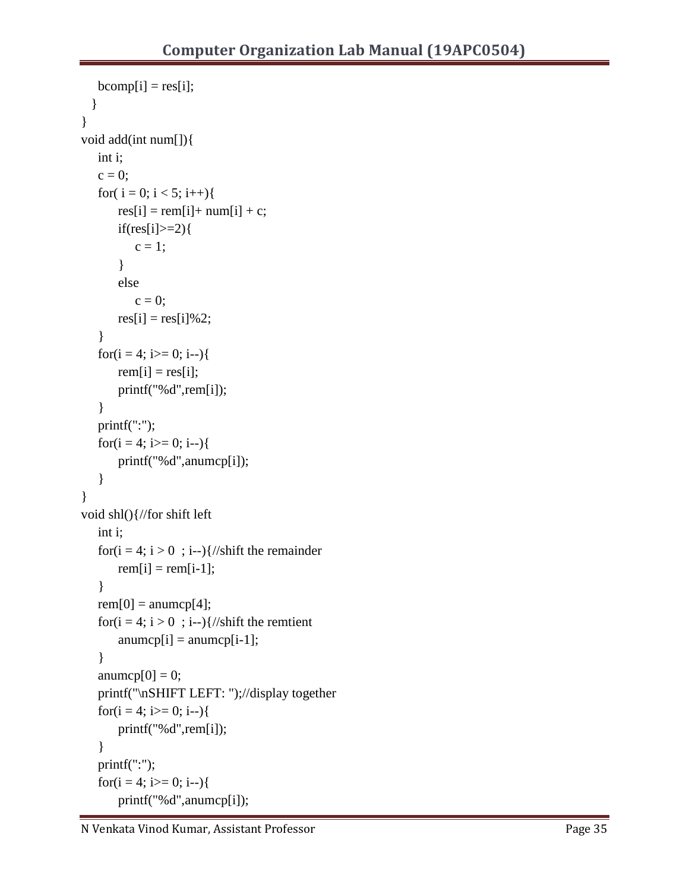```
    bcomp[i] = res[i];
  }
}
void add(int num[]){
    int i;
    c = 0;
    for( i = 0; i < 5; i++){
        res[i] = rem[i]+ num[i] + c;
        if(res[i]>=2){
            c = 1;
        }
        else
            c = 0;
        res[i] = res[i]%2;
    }
    for(i = 4; i>= 0; i--){
        rem[i] = res[i];
        printf("%d",rem[i]);
    }
    printf(":");
    for(i = 4; i>= 0; i--){
        printf("%d",anumcp[i]);
    }
}
void shl(){//for shift left
    int i;
    for(i = 4; i > 0  ; i--){//shift the remainder
        rem[i] = rem[i-1];
    }
    rem[0] = anumcp[4];
    for(i = 4; i > 0  ; i--){//shift the remtient
        anumcp[i] = anumcp[i-1];
    }
    anumcp[0] = 0;
    printf("\nSHIFT LEFT: ");//display together
    for(i = 4; i>= 0; i--){
        printf("%d",rem[i]);
    }
    printf(":");
    for(i = 4; i>= 0; i--){
        printf("%d",anumcp[i]);
```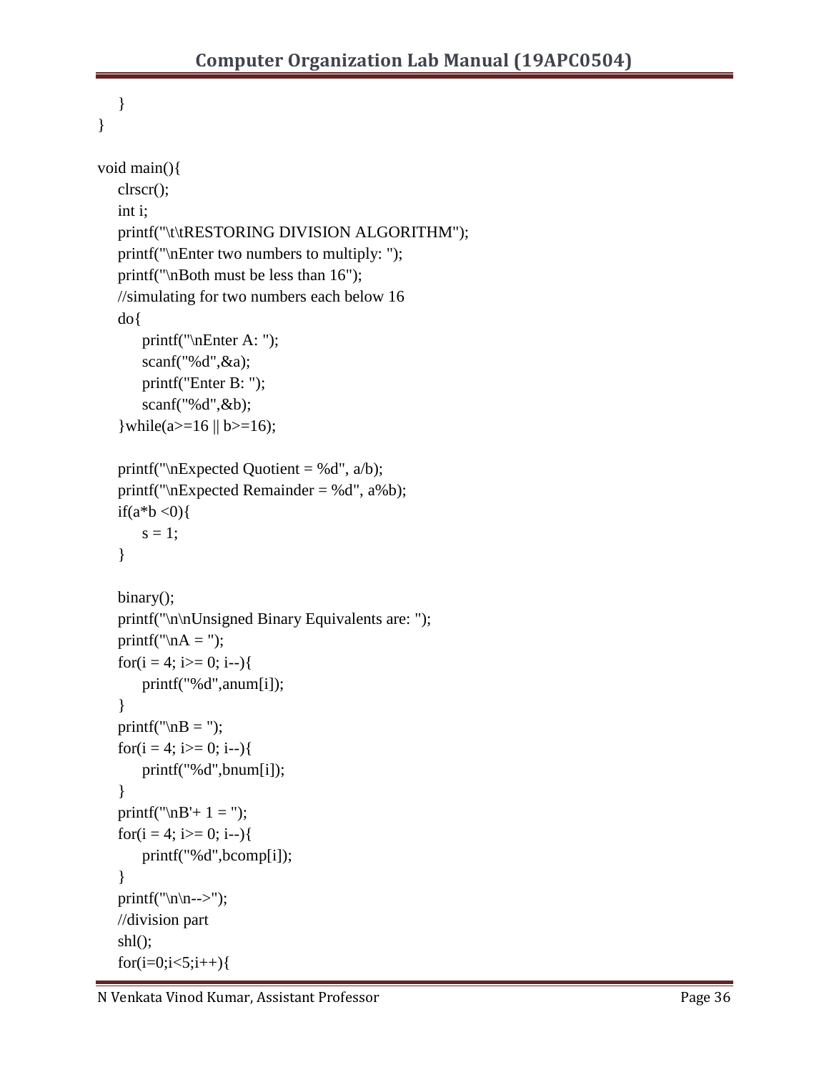```
    }
}

void main(){
    clrscr();
    int i;
    printf("\t\tRESTORING DIVISION ALGORITHM");
    printf("\nEnter two numbers to multiply: ");
    printf("\nBoth must be less than 16");
    //simulating for two numbers each below 16
    do{
        printf("\nEnter A: ");
        scanf("%d",&a);
        printf("Enter B: ");
        scanf("%d",&b);
    }while(a>=16 || b>=16);

    printf("\nExpected Quotient = %d", a/b);
    printf("\nExpected Remainder = %d", a%b);
    if(a*b <0){
        s = 1;
    }

    binary();
    printf("\n\nUnsigned Binary Equivalents are: ");
    printf("\nA = ");
    for(i = 4; i>= 0; i--){
        printf("%d",anum[i]);
    }
    printf("\nB = ");
    for(i = 4; i>= 0; i--){
        printf("%d",bnum[i]);
    }
    printf("\nB'+ 1 = ");
    for(i = 4; i>= 0; i--){
        printf("%d",bcomp[i]);
    }
    printf("\n\n-->");
    //division part
    shl();
    for(i=0;i<5;i++){
```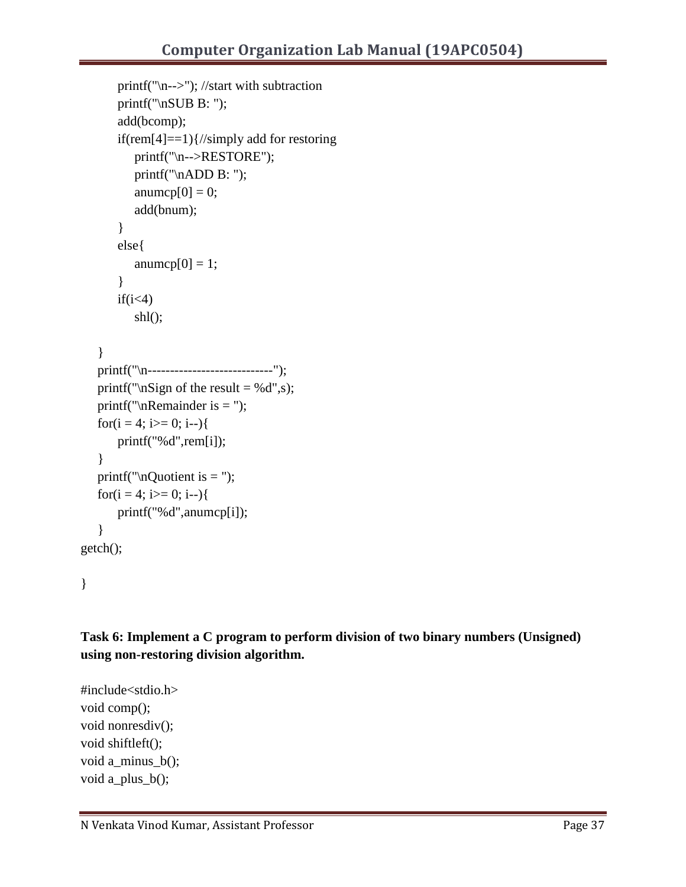```
        printf("\n-->"); //start with subtraction
        printf("\nSUB B: ");
        add(bcomp);
        if(rem[4]==1){//simply add for restoring
            printf("\n-->RESTORE");
            printf("\nADD B: ");
            anumcp[0] = 0;
            add(bnum);
        }
        else{
            anumcp[0] = 1;
        }
        if(i<4)
            shl();

    }
    printf("\n----------------------------");
    printf("\nSign of the result = %d",s);
    printf("\nRemainder is = ");
    for(i = 4; i>= 0; i--){
        printf("%d",rem[i]);
    }
    printf("\nQuotient is = ");
    for(i = 4; i>= 0; i--){
        printf("%d",anumcp[i]);
    }
getch();

}
```

**Task 6: Implement a C program to perform division of two binary numbers (Unsigned) using non-restoring division algorithm.**

```
#include<stdio.h>
void comp();
void nonresdiv();
void shiftleft();
void a_minus_b();
void a_plus_b();
```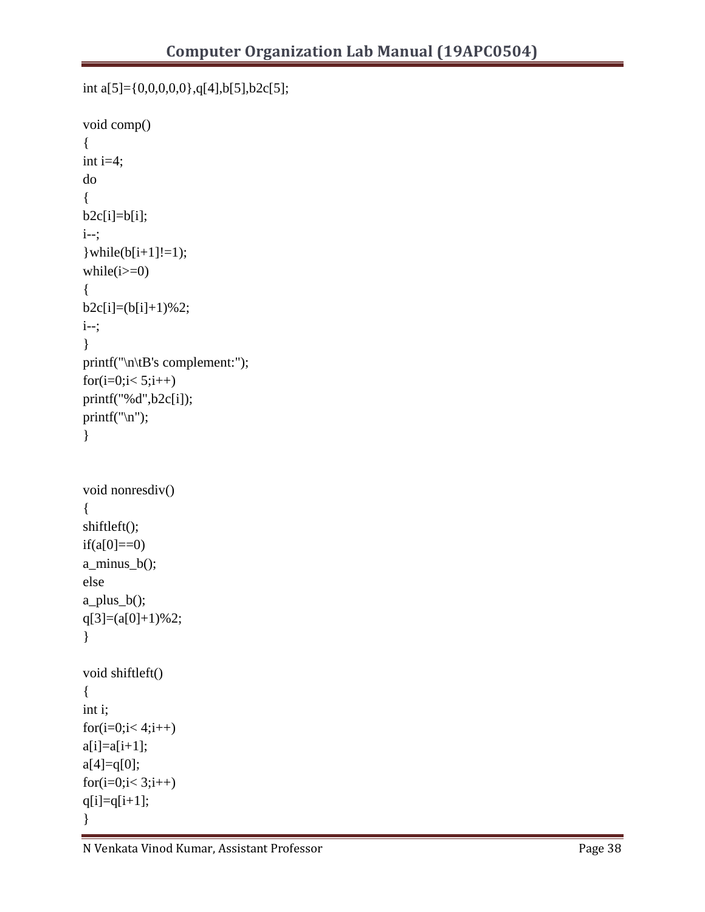```
int a[5]={0,0,0,0,0},q[4],b[5],b2c[5];

void comp()
{
int i=4;
do
{
b2c[i]=b[i];
i--;
}while(b[i+1]!=1);
while(i>=0)
{
b2c[i]=(b[i]+1)%2;
i--;
}
printf("\n\tB's complement:");
for(i=0;i< 5;i++)
printf("%d",b2c[i]);
printf("\n");
}


void nonresdiv()
{
shiftleft();
if(a[0]==0)
a_minus_b();
else
a_plus_b();
q[3]=(a[0]+1)%2;
}

void shiftleft()
{
int i;
for(i=0;i< 4;i++)
a[i]=a[i+1];
a[4]=q[0];
for(i=0;i< 3;i++)
q[i]=q[i+1];
}
```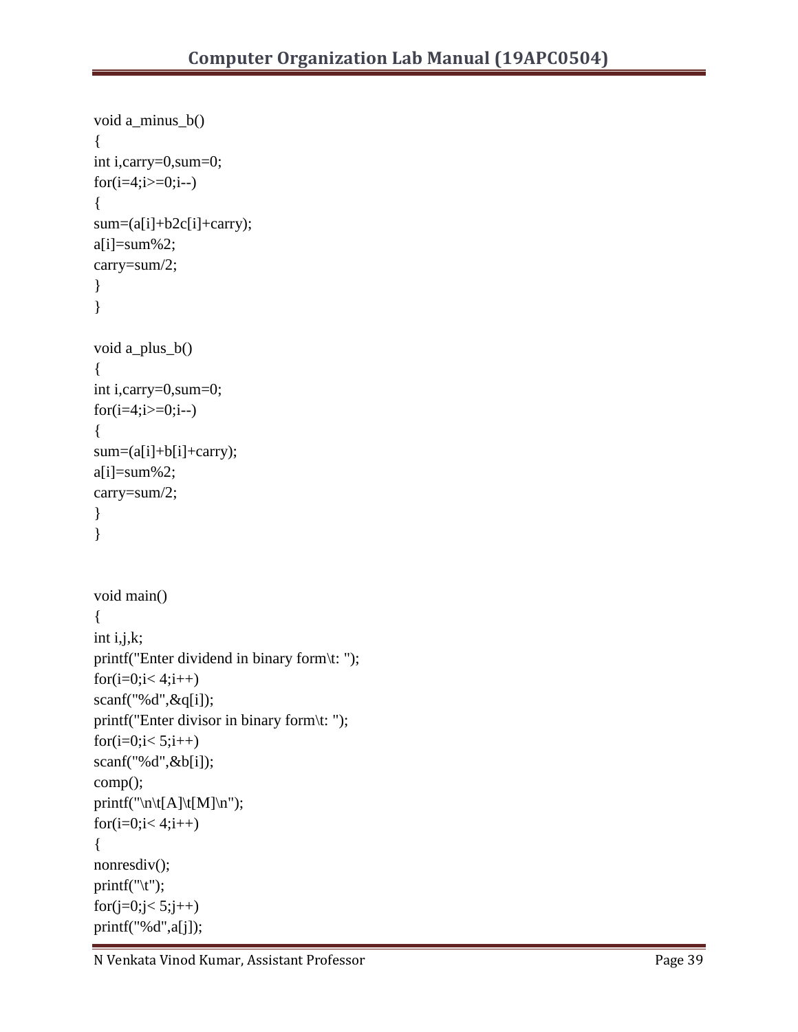```
void a_minus_b()
{
int i,carry=0,sum=0;
for(i=4;i>=0;i--)
{
sum=(a[i]+b2c[i]+carry);
a[i]=sum%2;
carry=sum/2;
}
}

void a_plus_b()
{
int i,carry=0,sum=0;
for(i=4;i>=0;i--)
{
sum=(a[i]+b[i]+carry);
a[i]=sum%2;
carry=sum/2;
}
}


void main()
{
int i,j,k;
printf("Enter dividend in binary form\t: ");
for(i=0;i< 4;i++)
scanf("%d",&q[i]);
printf("Enter divisor in binary form\t: ");
for(i=0;i< 5;i++)
scanf("%d",&b[i]);
comp();
printf("\n\t[A]\t[M]\n");
for(i=0;i< 4;i++)
{
nonresdiv();
printf("\t");
for(j=0;j< 5;j++)
printf("%d",a[j]);
```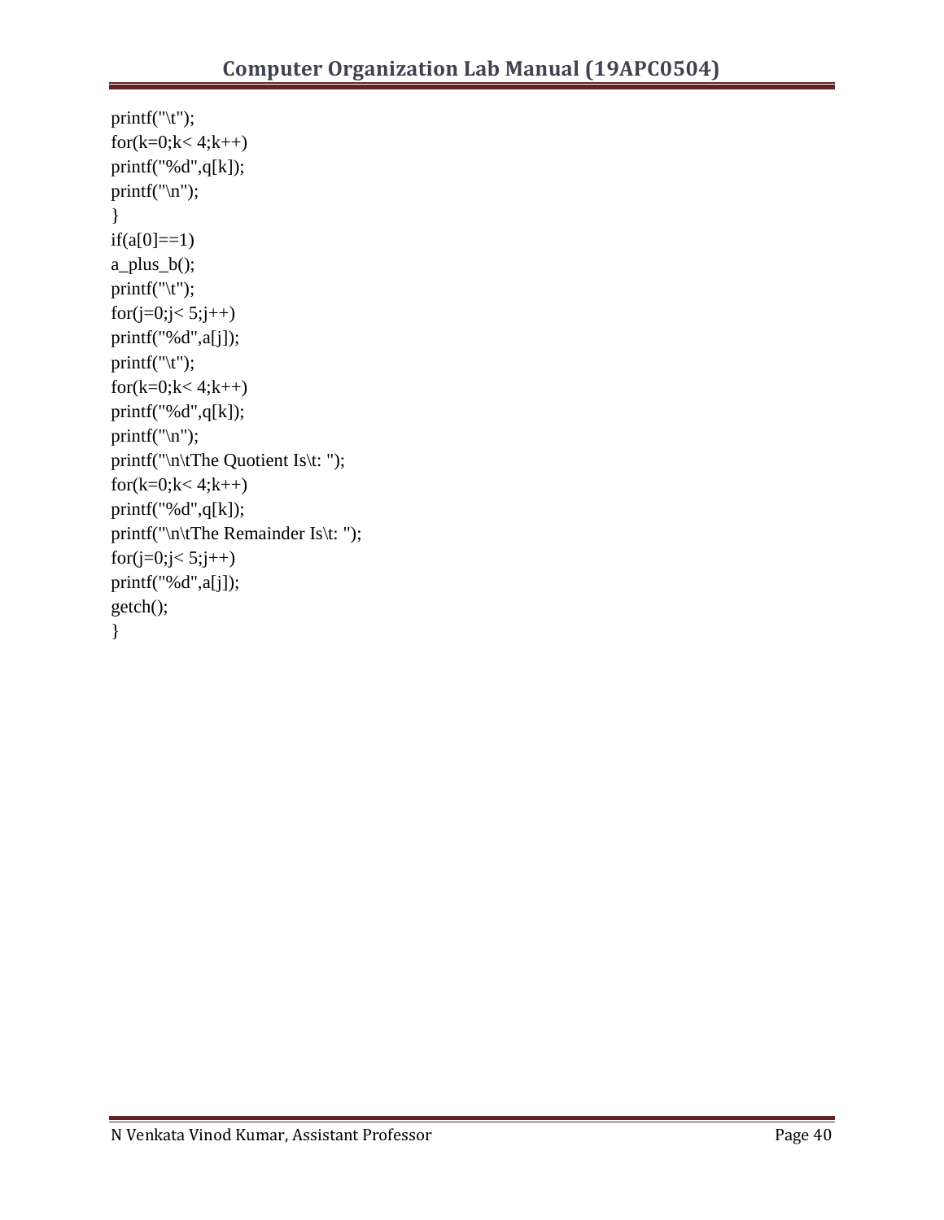```
printf("\t");
for(k=0;k< 4;k++)
printf("%d",q[k]);
printf("\n");
}
if(a[0]==1)
a_plus_b();
printf("\t");
for(j=0;j< 5;j++)
printf("%d",a[j]);
printf("\t");
for(k=0;k< 4;k++)
printf("%d",q[k]);
printf("\n");
printf("\n\tThe Quotient Is\t: ");
for(k=0;k< 4;k++)
printf("%d",q[k]);
printf("\n\tThe Remainder Is\t: ");
for(j=0;j< 5;j++)
printf("%d",a[j]);
getch();
}
```